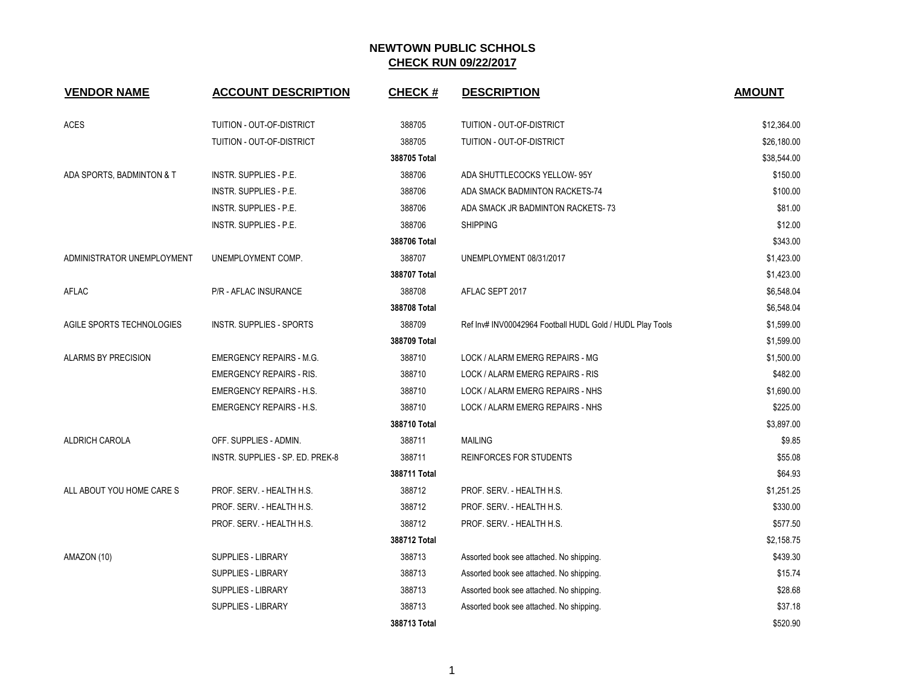# NEWTOWN PUBLIC SCHHOLS

## CHECK RUN 09/22/2017

| VENDOR NAME | ACCOUNT DESCRIPTION | CHECK # | DESCRIPTION | AMOUNT |
|---|---|---|---|---|
| ACES | TUITION - OUT-OF-DISTRICT | 388705 | TUITION - OUT-OF-DISTRICT | $12,364.00 |
| | TUITION - OUT-OF-DISTRICT | 388705 | TUITION - OUT-OF-DISTRICT | $26,180.00 |
| | | **388705 Total** | | $38,544.00 |
| ADA SPORTS, BADMINTON & T | INSTR. SUPPLIES - P.E. | 388706 | ADA SHUTTLECOCKS YELLOW- 95Y | $150.00 |
| | INSTR. SUPPLIES - P.E. | 388706 | ADA SMACK BADMINTON RACKETS-74 | $100.00 |
| | INSTR. SUPPLIES - P.E. | 388706 | ADA SMACK JR BADMINTON RACKETS- 73 | $81.00 |
| | INSTR. SUPPLIES - P.E. | 388706 | SHIPPING | $12.00 |
| | | **388706 Total** | | $343.00 |
| ADMINISTRATOR UNEMPLOYMENT | UNEMPLOYMENT COMP. | 388707 | UNEMPLOYMENT 08/31/2017 | $1,423.00 |
| | | **388707 Total** | | $1,423.00 |
| AFLAC | P/R - AFLAC INSURANCE | 388708 | AFLAC SEPT 2017 | $6,548.04 |
| | | **388708 Total** | | $6,548.04 |
| AGILE SPORTS TECHNOLOGIES | INSTR. SUPPLIES - SPORTS | 388709 | Ref Inv# INV00042964 Football HUDL Gold / HUDL Play Tools | $1,599.00 |
| | | **388709 Total** | | $1,599.00 |
| ALARMS BY PRECISION | EMERGENCY REPAIRS - M.G. | 388710 | LOCK / ALARM EMERG REPAIRS - MG | $1,500.00 |
| | EMERGENCY REPAIRS - RIS. | 388710 | LOCK / ALARM EMERG REPAIRS - RIS | $482.00 |
| | EMERGENCY REPAIRS - H.S. | 388710 | LOCK / ALARM EMERG REPAIRS - NHS | $1,690.00 |
| | EMERGENCY REPAIRS - H.S. | 388710 | LOCK / ALARM EMERG REPAIRS - NHS | $225.00 |
| | | **388710 Total** | | $3,897.00 |
| ALDRICH CAROLA | OFF. SUPPLIES - ADMIN. | 388711 | MAILING | $9.85 |
| | INSTR. SUPPLIES - SP. ED. PREK-8 | 388711 | REINFORCES FOR STUDENTS | $55.08 |
| | | **388711 Total** | | $64.93 |
| ALL ABOUT YOU HOME CARE S | PROF. SERV. - HEALTH H.S. | 388712 | PROF. SERV. - HEALTH H.S. | $1,251.25 |
| | PROF. SERV. - HEALTH H.S. | 388712 | PROF. SERV. - HEALTH H.S. | $330.00 |
| | PROF. SERV. - HEALTH H.S. | 388712 | PROF. SERV. - HEALTH H.S. | $577.50 |
| | | **388712 Total** | | $2,158.75 |
| AMAZON (10) | SUPPLIES - LIBRARY | 388713 | Assorted book see attached. No shipping. | $439.30 |
| | SUPPLIES - LIBRARY | 388713 | Assorted book see attached. No shipping. | $15.74 |
| | SUPPLIES - LIBRARY | 388713 | Assorted book see attached. No shipping. | $28.68 |
| | SUPPLIES - LIBRARY | 388713 | Assorted book see attached. No shipping. | $37.18 |
| | | **388713 Total** | | $520.90 |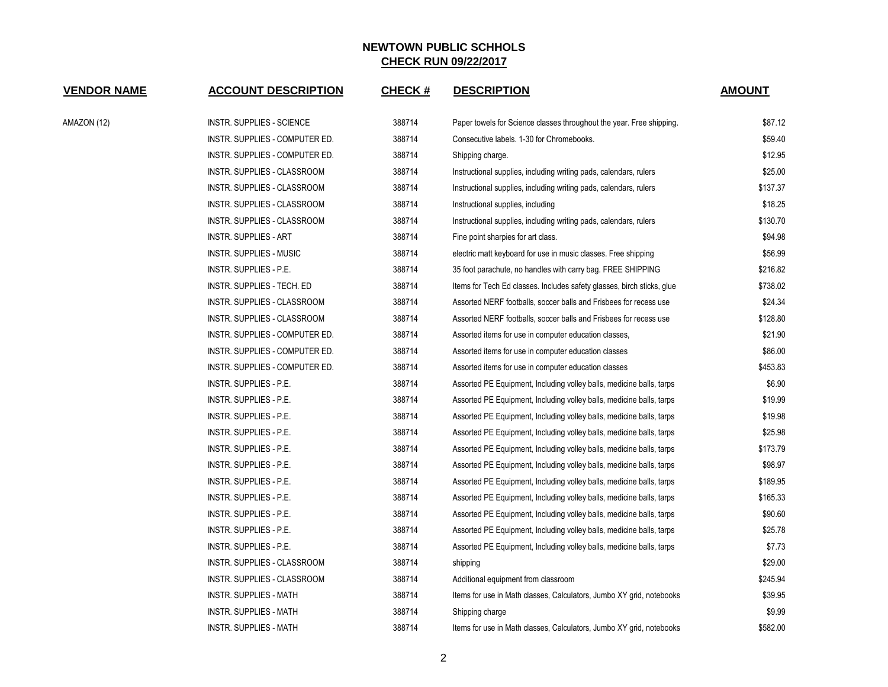# NEWTOWN PUBLIC SCHHOLS

## CHECK RUN 09/22/2017

| VENDOR NAME | ACCOUNT DESCRIPTION | CHECK # | DESCRIPTION | AMOUNT |
|---|---|---|---|---|
| AMAZON (12) | INSTR. SUPPLIES - SCIENCE | 388714 | Paper towels for Science classes throughout the year. Free shipping. | $87.12 |
| | INSTR. SUPPLIES - COMPUTER ED. | 388714 | Consecutive labels. 1-30 for Chromebooks. | $59.40 |
| | INSTR. SUPPLIES - COMPUTER ED. | 388714 | Shipping charge. | $12.95 |
| | INSTR. SUPPLIES - CLASSROOM | 388714 | Instructional supplies, including writing pads, calendars, rulers | $25.00 |
| | INSTR. SUPPLIES - CLASSROOM | 388714 | Instructional supplies, including writing pads, calendars, rulers | $137.37 |
| | INSTR. SUPPLIES - CLASSROOM | 388714 | Instructional supplies, including | $18.25 |
| | INSTR. SUPPLIES - CLASSROOM | 388714 | Instructional supplies, including writing pads, calendars, rulers | $130.70 |
| | INSTR. SUPPLIES - ART | 388714 | Fine point sharpies for art class. | $94.98 |
| | INSTR. SUPPLIES - MUSIC | 388714 | electric matt keyboard for use in music classes. Free shipping | $56.99 |
| | INSTR. SUPPLIES - P.E. | 388714 | 35 foot parachute, no handles with carry bag. FREE SHIPPING | $216.82 |
| | INSTR. SUPPLIES - TECH. ED | 388714 | Items for Tech Ed classes. Includes safety glasses, birch sticks, glue | $738.02 |
| | INSTR. SUPPLIES - CLASSROOM | 388714 | Assorted NERF footballs, soccer balls and Frisbees for recess use | $24.34 |
| | INSTR. SUPPLIES - CLASSROOM | 388714 | Assorted NERF footballs, soccer balls and Frisbees for recess use | $128.80 |
| | INSTR. SUPPLIES - COMPUTER ED. | 388714 | Assorted items for use in computer education classes, | $21.90 |
| | INSTR. SUPPLIES - COMPUTER ED. | 388714 | Assorted items for use in computer education classes | $86.00 |
| | INSTR. SUPPLIES - COMPUTER ED. | 388714 | Assorted items for use in computer education classes | $453.83 |
| | INSTR. SUPPLIES - P.E. | 388714 | Assorted PE Equipment, Including volley balls, medicine balls, tarps | $6.90 |
| | INSTR. SUPPLIES - P.E. | 388714 | Assorted PE Equipment, Including volley balls, medicine balls, tarps | $19.99 |
| | INSTR. SUPPLIES - P.E. | 388714 | Assorted PE Equipment, Including volley balls, medicine balls, tarps | $19.98 |
| | INSTR. SUPPLIES - P.E. | 388714 | Assorted PE Equipment, Including volley balls, medicine balls, tarps | $25.98 |
| | INSTR. SUPPLIES - P.E. | 388714 | Assorted PE Equipment, Including volley balls, medicine balls, tarps | $173.79 |
| | INSTR. SUPPLIES - P.E. | 388714 | Assorted PE Equipment, Including volley balls, medicine balls, tarps | $98.97 |
| | INSTR. SUPPLIES - P.E. | 388714 | Assorted PE Equipment, Including volley balls, medicine balls, tarps | $189.95 |
| | INSTR. SUPPLIES - P.E. | 388714 | Assorted PE Equipment, Including volley balls, medicine balls, tarps | $165.33 |
| | INSTR. SUPPLIES - P.E. | 388714 | Assorted PE Equipment, Including volley balls, medicine balls, tarps | $90.60 |
| | INSTR. SUPPLIES - P.E. | 388714 | Assorted PE Equipment, Including volley balls, medicine balls, tarps | $25.78 |
| | INSTR. SUPPLIES - P.E. | 388714 | Assorted PE Equipment, Including volley balls, medicine balls, tarps | $7.73 |
| | INSTR. SUPPLIES - CLASSROOM | 388714 | shipping | $29.00 |
| | INSTR. SUPPLIES - CLASSROOM | 388714 | Additional equipment from classroom | $245.94 |
| | INSTR. SUPPLIES - MATH | 388714 | Items for use in Math classes, Calculators, Jumbo XY grid, notebooks | $39.95 |
| | INSTR. SUPPLIES - MATH | 388714 | Shipping charge | $9.99 |
| | INSTR. SUPPLIES - MATH | 388714 | Items for use in Math classes, Calculators, Jumbo XY grid, notebooks | $582.00 |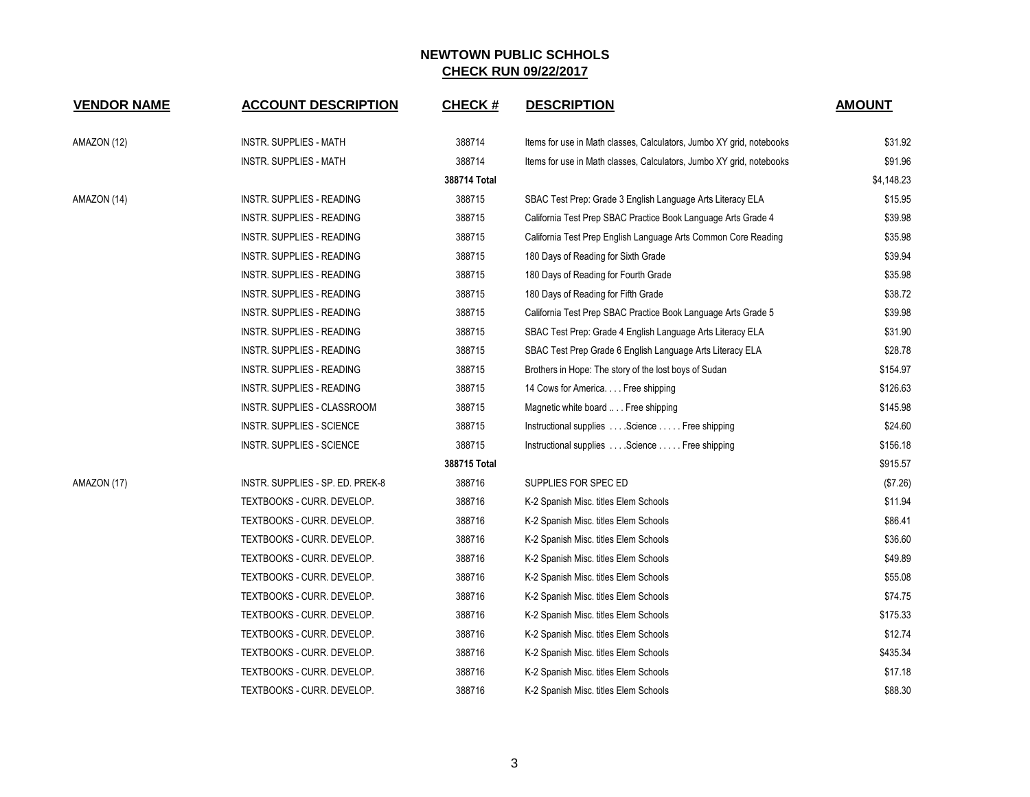# NEWTOWN PUBLIC SCHHOLS

## CHECK RUN 09/22/2017

| VENDOR NAME | ACCOUNT DESCRIPTION | CHECK # | DESCRIPTION | AMOUNT |
|---|---|---|---|---|
| AMAZON (12) | INSTR. SUPPLIES - MATH | 388714 | Items for use in Math classes, Calculators, Jumbo XY grid, notebooks | $31.92 |
| | INSTR. SUPPLIES - MATH | 388714 | Items for use in Math classes, Calculators, Jumbo XY grid, notebooks | $91.96 |
| | | **388714 Total** | | $4,148.23 |
| AMAZON (14) | INSTR. SUPPLIES - READING | 388715 | SBAC Test Prep: Grade 3 English Language Arts Literacy ELA | $15.95 |
| | INSTR. SUPPLIES - READING | 388715 | California Test Prep SBAC Practice Book Language Arts Grade 4 | $39.98 |
| | INSTR. SUPPLIES - READING | 388715 | California Test Prep English Language Arts Common Core Reading | $35.98 |
| | INSTR. SUPPLIES - READING | 388715 | 180 Days of Reading for Sixth Grade | $39.94 |
| | INSTR. SUPPLIES - READING | 388715 | 180 Days of Reading for Fourth Grade | $35.98 |
| | INSTR. SUPPLIES - READING | 388715 | 180 Days of Reading for Fifth Grade | $38.72 |
| | INSTR. SUPPLIES - READING | 388715 | California Test Prep SBAC Practice Book Language Arts Grade 5 | $39.98 |
| | INSTR. SUPPLIES - READING | 388715 | SBAC Test Prep: Grade 4 English Language Arts Literacy ELA | $31.90 |
| | INSTR. SUPPLIES - READING | 388715 | SBAC Test Prep Grade 6 English Language Arts Literacy ELA | $28.78 |
| | INSTR. SUPPLIES - READING | 388715 | Brothers in Hope: The story of the lost boys of Sudan | $154.97 |
| | INSTR. SUPPLIES - READING | 388715 | 14 Cows for America. . . . Free shipping | $126.63 |
| | INSTR. SUPPLIES - CLASSROOM | 388715 | Magnetic white board .. . . Free shipping | $145.98 |
| | INSTR. SUPPLIES - SCIENCE | 388715 | Instructional supplies . . . .Science . . . . . Free shipping | $24.60 |
| | INSTR. SUPPLIES - SCIENCE | 388715 | Instructional supplies . . . .Science . . . . . Free shipping | $156.18 |
| | | **388715 Total** | | $915.57 |
| AMAZON (17) | INSTR. SUPPLIES - SP. ED. PREK-8 | 388716 | SUPPLIES FOR SPEC ED | ($7.26) |
| | TEXTBOOKS - CURR. DEVELOP. | 388716 | K-2 Spanish Misc. titles Elem Schools | $11.94 |
| | TEXTBOOKS - CURR. DEVELOP. | 388716 | K-2 Spanish Misc. titles Elem Schools | $86.41 |
| | TEXTBOOKS - CURR. DEVELOP. | 388716 | K-2 Spanish Misc. titles Elem Schools | $36.60 |
| | TEXTBOOKS - CURR. DEVELOP. | 388716 | K-2 Spanish Misc. titles Elem Schools | $49.89 |
| | TEXTBOOKS - CURR. DEVELOP. | 388716 | K-2 Spanish Misc. titles Elem Schools | $55.08 |
| | TEXTBOOKS - CURR. DEVELOP. | 388716 | K-2 Spanish Misc. titles Elem Schools | $74.75 |
| | TEXTBOOKS - CURR. DEVELOP. | 388716 | K-2 Spanish Misc. titles Elem Schools | $175.33 |
| | TEXTBOOKS - CURR. DEVELOP. | 388716 | K-2 Spanish Misc. titles Elem Schools | $12.74 |
| | TEXTBOOKS - CURR. DEVELOP. | 388716 | K-2 Spanish Misc. titles Elem Schools | $435.34 |
| | TEXTBOOKS - CURR. DEVELOP. | 388716 | K-2 Spanish Misc. titles Elem Schools | $17.18 |
| | TEXTBOOKS - CURR. DEVELOP. | 388716 | K-2 Spanish Misc. titles Elem Schools | $88.30 |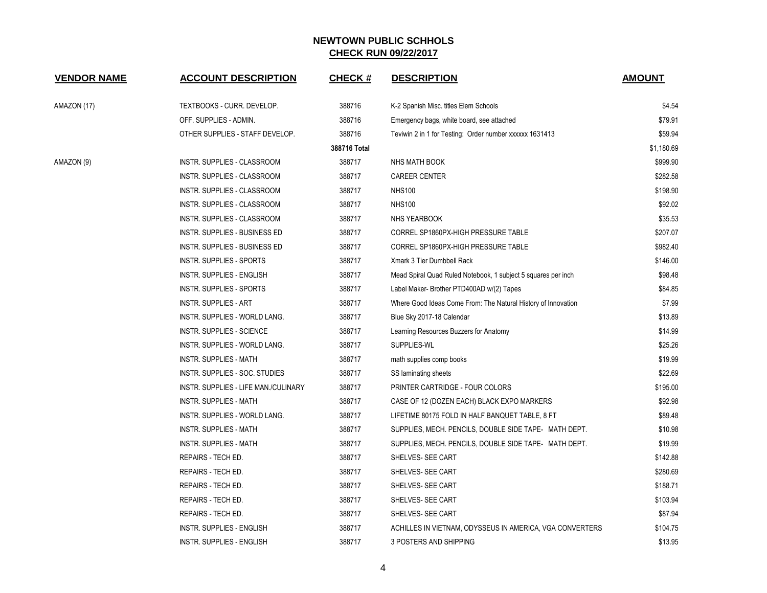## NEWTOWN PUBLIC SCHHOLS

**CHECK RUN 09/22/2017**

| VENDOR NAME | ACCOUNT DESCRIPTION | CHECK # | DESCRIPTION | AMOUNT |
|---|---|---|---|---|
| AMAZON (17) | TEXTBOOKS - CURR. DEVELOP. | 388716 | K-2 Spanish Misc. titles Elem Schools | $4.54 |
| | OFF. SUPPLIES - ADMIN. | 388716 | Emergency bags, white board, see attached | $79.91 |
| | OTHER SUPPLIES - STAFF DEVELOP. | 388716 | Teviwin 2 in 1 for Testing: Order number xxxxxx 1631413 | $59.94 |
| | | **388716 Total** | | $1,180.69 |
| AMAZON (9) | INSTR. SUPPLIES - CLASSROOM | 388717 | NHS MATH BOOK | $999.90 |
| | INSTR. SUPPLIES - CLASSROOM | 388717 | CAREER CENTER | $282.58 |
| | INSTR. SUPPLIES - CLASSROOM | 388717 | NHS100 | $198.90 |
| | INSTR. SUPPLIES - CLASSROOM | 388717 | NHS100 | $92.02 |
| | INSTR. SUPPLIES - CLASSROOM | 388717 | NHS YEARBOOK | $35.53 |
| | INSTR. SUPPLIES - BUSINESS ED | 388717 | CORREL SP1860PX-HIGH PRESSURE TABLE | $207.07 |
| | INSTR. SUPPLIES - BUSINESS ED | 388717 | CORREL SP1860PX-HIGH PRESSURE TABLE | $982.40 |
| | INSTR. SUPPLIES - SPORTS | 388717 | Xmark 3 Tier Dumbbell Rack | $146.00 |
| | INSTR. SUPPLIES - ENGLISH | 388717 | Mead Spiral Quad Ruled Notebook, 1 subject 5 squares per inch | $98.48 |
| | INSTR. SUPPLIES - SPORTS | 388717 | Label Maker- Brother PTD400AD w/(2) Tapes | $84.85 |
| | INSTR. SUPPLIES - ART | 388717 | Where Good Ideas Come From: The Natural History of Innovation | $7.99 |
| | INSTR. SUPPLIES - WORLD LANG. | 388717 | Blue Sky 2017-18 Calendar | $13.89 |
| | INSTR. SUPPLIES - SCIENCE | 388717 | Learning Resources Buzzers for Anatomy | $14.99 |
| | INSTR. SUPPLIES - WORLD LANG. | 388717 | SUPPLIES-WL | $25.26 |
| | INSTR. SUPPLIES - MATH | 388717 | math supplies comp books | $19.99 |
| | INSTR. SUPPLIES - SOC. STUDIES | 388717 | SS laminating sheets | $22.69 |
| | INSTR. SUPPLIES - LIFE MAN./CULINARY | 388717 | PRINTER CARTRIDGE - FOUR COLORS | $195.00 |
| | INSTR. SUPPLIES - MATH | 388717 | CASE OF 12 (DOZEN EACH) BLACK EXPO MARKERS | $92.98 |
| | INSTR. SUPPLIES - WORLD LANG. | 388717 | LIFETIME 80175 FOLD IN HALF BANQUET TABLE, 8 FT | $89.48 |
| | INSTR. SUPPLIES - MATH | 388717 | SUPPLIES, MECH. PENCILS, DOUBLE SIDE TAPE- MATH DEPT. | $10.98 |
| | INSTR. SUPPLIES - MATH | 388717 | SUPPLIES, MECH. PENCILS, DOUBLE SIDE TAPE- MATH DEPT. | $19.99 |
| | REPAIRS - TECH ED. | 388717 | SHELVES- SEE CART | $142.88 |
| | REPAIRS - TECH ED. | 388717 | SHELVES- SEE CART | $280.69 |
| | REPAIRS - TECH ED. | 388717 | SHELVES- SEE CART | $188.71 |
| | REPAIRS - TECH ED. | 388717 | SHELVES- SEE CART | $103.94 |
| | REPAIRS - TECH ED. | 388717 | SHELVES- SEE CART | $87.94 |
| | INSTR. SUPPLIES - ENGLISH | 388717 | ACHILLES IN VIETNAM, ODYSSEUS IN AMERICA, VGA CONVERTERS | $104.75 |
| | INSTR. SUPPLIES - ENGLISH | 388717 | 3 POSTERS AND SHIPPING | $13.95 |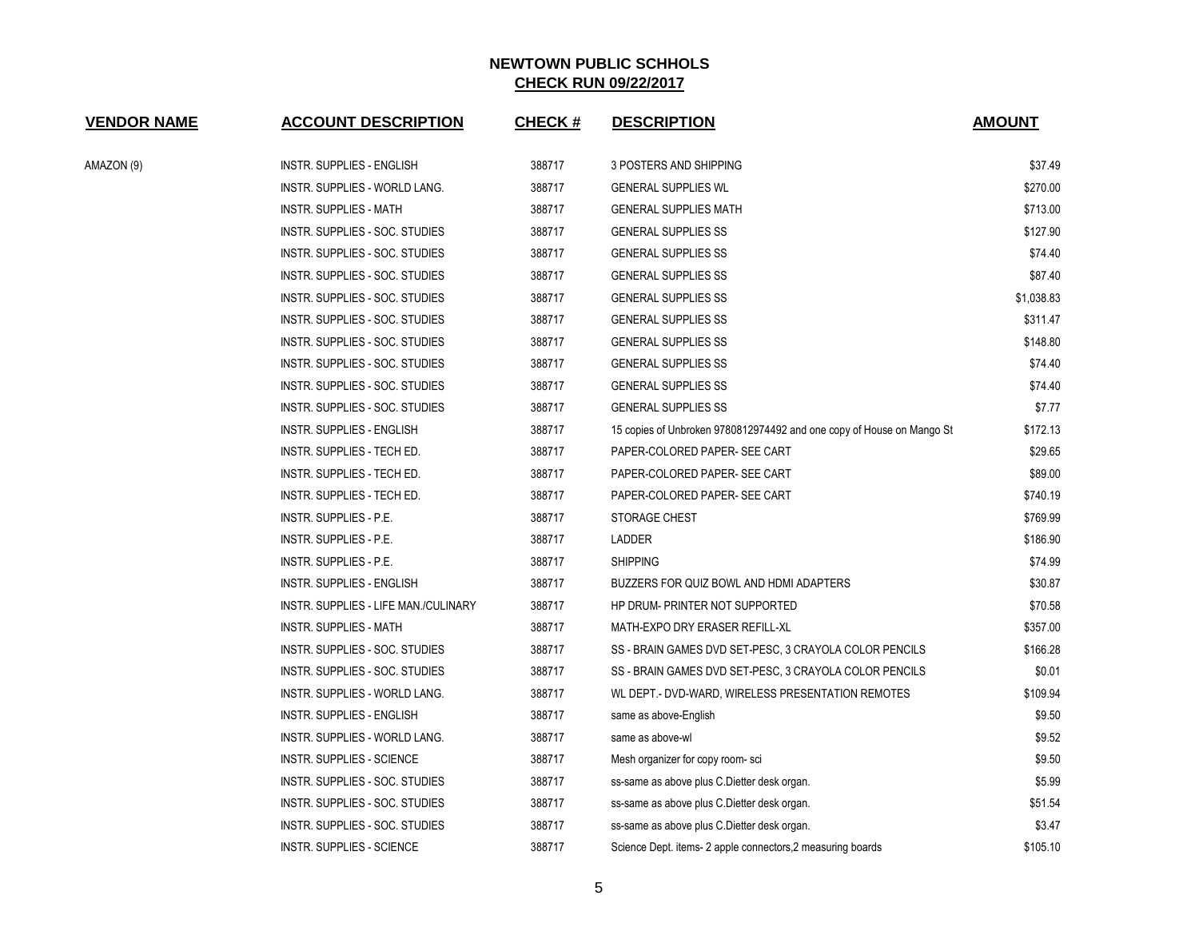# NEWTOWN PUBLIC SCHHOLS

## CHECK RUN 09/22/2017

| VENDOR NAME | ACCOUNT DESCRIPTION | CHECK # | DESCRIPTION | AMOUNT |
|---|---|---|---|---|
| AMAZON (9) | INSTR. SUPPLIES - ENGLISH | 388717 | 3 POSTERS AND SHIPPING | $37.49 |
| | INSTR. SUPPLIES - WORLD LANG. | 388717 | GENERAL SUPPLIES WL | $270.00 |
| | INSTR. SUPPLIES - MATH | 388717 | GENERAL SUPPLIES MATH | $713.00 |
| | INSTR. SUPPLIES - SOC. STUDIES | 388717 | GENERAL SUPPLIES SS | $127.90 |
| | INSTR. SUPPLIES - SOC. STUDIES | 388717 | GENERAL SUPPLIES SS | $74.40 |
| | INSTR. SUPPLIES - SOC. STUDIES | 388717 | GENERAL SUPPLIES SS | $87.40 |
| | INSTR. SUPPLIES - SOC. STUDIES | 388717 | GENERAL SUPPLIES SS | $1,038.83 |
| | INSTR. SUPPLIES - SOC. STUDIES | 388717 | GENERAL SUPPLIES SS | $311.47 |
| | INSTR. SUPPLIES - SOC. STUDIES | 388717 | GENERAL SUPPLIES SS | $148.80 |
| | INSTR. SUPPLIES - SOC. STUDIES | 388717 | GENERAL SUPPLIES SS | $74.40 |
| | INSTR. SUPPLIES - SOC. STUDIES | 388717 | GENERAL SUPPLIES SS | $74.40 |
| | INSTR. SUPPLIES - SOC. STUDIES | 388717 | GENERAL SUPPLIES SS | $7.77 |
| | INSTR. SUPPLIES - ENGLISH | 388717 | 15 copies of Unbroken 9780812974492 and one copy of House on Mango St | $172.13 |
| | INSTR. SUPPLIES - TECH ED. | 388717 | PAPER-COLORED PAPER- SEE CART | $29.65 |
| | INSTR. SUPPLIES - TECH ED. | 388717 | PAPER-COLORED PAPER- SEE CART | $89.00 |
| | INSTR. SUPPLIES - TECH ED. | 388717 | PAPER-COLORED PAPER- SEE CART | $740.19 |
| | INSTR. SUPPLIES - P.E. | 388717 | STORAGE CHEST | $769.99 |
| | INSTR. SUPPLIES - P.E. | 388717 | LADDER | $186.90 |
| | INSTR. SUPPLIES - P.E. | 388717 | SHIPPING | $74.99 |
| | INSTR. SUPPLIES - ENGLISH | 388717 | BUZZERS FOR QUIZ BOWL AND HDMI ADAPTERS | $30.87 |
| | INSTR. SUPPLIES - LIFE MAN./CULINARY | 388717 | HP DRUM- PRINTER NOT SUPPORTED | $70.58 |
| | INSTR. SUPPLIES - MATH | 388717 | MATH-EXPO DRY ERASER REFILL-XL | $357.00 |
| | INSTR. SUPPLIES - SOC. STUDIES | 388717 | SS - BRAIN GAMES DVD SET-PESC, 3 CRAYOLA COLOR PENCILS | $166.28 |
| | INSTR. SUPPLIES - SOC. STUDIES | 388717 | SS - BRAIN GAMES DVD SET-PESC, 3 CRAYOLA COLOR PENCILS | $0.01 |
| | INSTR. SUPPLIES - WORLD LANG. | 388717 | WL DEPT.- DVD-WARD, WIRELESS PRESENTATION REMOTES | $109.94 |
| | INSTR. SUPPLIES - ENGLISH | 388717 | same as above-English | $9.50 |
| | INSTR. SUPPLIES - WORLD LANG. | 388717 | same as above-wl | $9.52 |
| | INSTR. SUPPLIES - SCIENCE | 388717 | Mesh organizer for copy room- sci | $9.50 |
| | INSTR. SUPPLIES - SOC. STUDIES | 388717 | ss-same as above plus C.Dietter desk organ. | $5.99 |
| | INSTR. SUPPLIES - SOC. STUDIES | 388717 | ss-same as above plus C.Dietter desk organ. | $51.54 |
| | INSTR. SUPPLIES - SOC. STUDIES | 388717 | ss-same as above plus C.Dietter desk organ. | $3.47 |
| | INSTR. SUPPLIES - SCIENCE | 388717 | Science Dept. items- 2 apple connectors,2 measuring boards | $105.10 |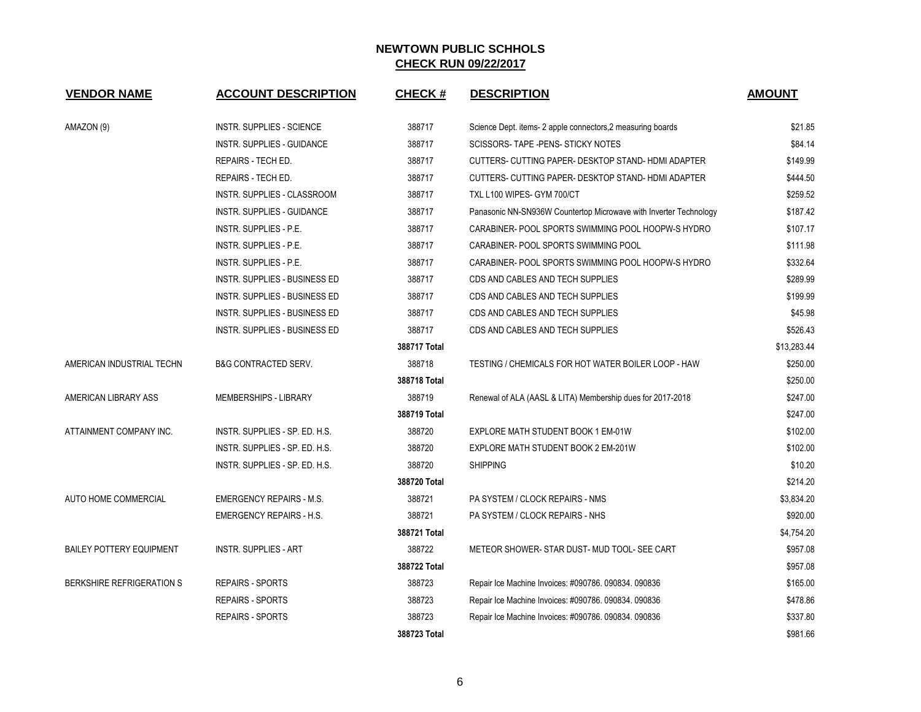## NEWTOWN PUBLIC SCHHOLS
## CHECK RUN 09/22/2017

| VENDOR NAME | ACCOUNT DESCRIPTION | CHECK # | DESCRIPTION | AMOUNT |
|---|---|---|---|---|
| AMAZON (9) | INSTR. SUPPLIES - SCIENCE | 388717 | Science Dept. items- 2 apple connectors,2 measuring boards | $21.85 |
| | INSTR. SUPPLIES - GUIDANCE | 388717 | SCISSORS- TAPE -PENS- STICKY NOTES | $84.14 |
| | REPAIRS - TECH ED. | 388717 | CUTTERS- CUTTING PAPER- DESKTOP STAND- HDMI ADAPTER | $149.99 |
| | REPAIRS - TECH ED. | 388717 | CUTTERS- CUTTING PAPER- DESKTOP STAND- HDMI ADAPTER | $444.50 |
| | INSTR. SUPPLIES - CLASSROOM | 388717 | TXL L100 WIPES- GYM 700/CT | $259.52 |
| | INSTR. SUPPLIES - GUIDANCE | 388717 | Panasonic NN-SN936W Countertop Microwave with Inverter Technology | $187.42 |
| | INSTR. SUPPLIES - P.E. | 388717 | CARABINER- POOL SPORTS SWIMMING POOL HOOPW-S HYDRO | $107.17 |
| | INSTR. SUPPLIES - P.E. | 388717 | CARABINER- POOL SPORTS SWIMMING POOL | $111.98 |
| | INSTR. SUPPLIES - P.E. | 388717 | CARABINER- POOL SPORTS SWIMMING POOL HOOPW-S HYDRO | $332.64 |
| | INSTR. SUPPLIES - BUSINESS ED | 388717 | CDS AND CABLES AND TECH SUPPLIES | $289.99 |
| | INSTR. SUPPLIES - BUSINESS ED | 388717 | CDS AND CABLES AND TECH SUPPLIES | $199.99 |
| | INSTR. SUPPLIES - BUSINESS ED | 388717 | CDS AND CABLES AND TECH SUPPLIES | $45.98 |
| | INSTR. SUPPLIES - BUSINESS ED | 388717 | CDS AND CABLES AND TECH SUPPLIES | $526.43 |
| | | **388717 Total** | | $13,283.44 |
| AMERICAN INDUSTRIAL TECHN | B&G CONTRACTED SERV. | 388718 | TESTING / CHEMICALS FOR HOT WATER BOILER LOOP - HAW | $250.00 |
| | | **388718 Total** | | $250.00 |
| AMERICAN LIBRARY ASS | MEMBERSHIPS - LIBRARY | 388719 | Renewal of ALA (AASL & LITA) Membership dues for 2017-2018 | $247.00 |
| | | **388719 Total** | | $247.00 |
| ATTAINMENT COMPANY INC. | INSTR. SUPPLIES - SP. ED. H.S. | 388720 | EXPLORE MATH STUDENT BOOK 1 EM-01W | $102.00 |
| | INSTR. SUPPLIES - SP. ED. H.S. | 388720 | EXPLORE MATH STUDENT BOOK 2 EM-201W | $102.00 |
| | INSTR. SUPPLIES - SP. ED. H.S. | 388720 | SHIPPING | $10.20 |
| | | **388720 Total** | | $214.20 |
| AUTO HOME COMMERCIAL | EMERGENCY REPAIRS - M.S. | 388721 | PA SYSTEM / CLOCK REPAIRS - NMS | $3,834.20 |
| | EMERGENCY REPAIRS - H.S. | 388721 | PA SYSTEM / CLOCK REPAIRS - NHS | $920.00 |
| | | **388721 Total** | | $4,754.20 |
| BAILEY POTTERY EQUIPMENT | INSTR. SUPPLIES - ART | 388722 | METEOR SHOWER- STAR DUST- MUD TOOL- SEE CART | $957.08 |
| | | **388722 Total** | | $957.08 |
| BERKSHIRE REFRIGERATION S | REPAIRS - SPORTS | 388723 | Repair Ice Machine Invoices: #090786. 090834. 090836 | $165.00 |
| | REPAIRS - SPORTS | 388723 | Repair Ice Machine Invoices: #090786. 090834. 090836 | $478.86 |
| | REPAIRS - SPORTS | 388723 | Repair Ice Machine Invoices: #090786. 090834. 090836 | $337.80 |
| | | **388723 Total** | | $981.66 |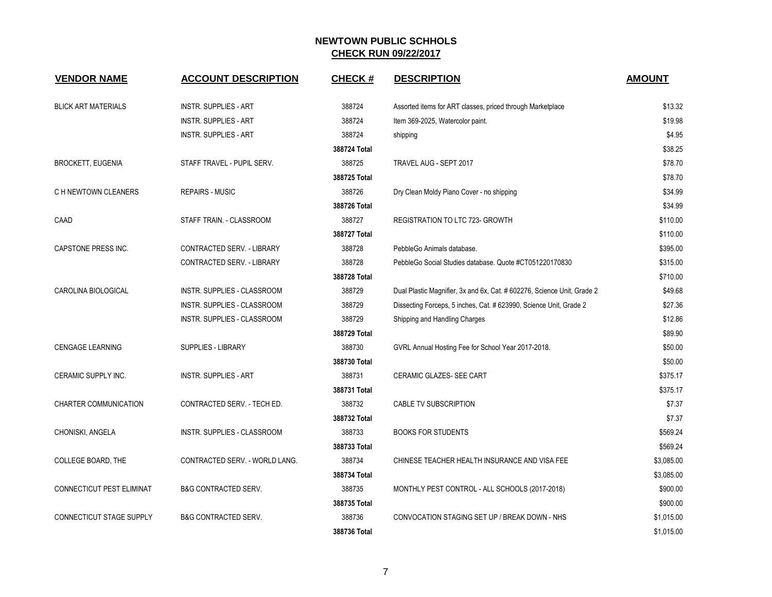# NEWTOWN PUBLIC SCHHOLS

## CHECK RUN 09/22/2017

| VENDOR NAME | ACCOUNT DESCRIPTION | CHECK # | DESCRIPTION | AMOUNT |
|---|---|---|---|---|
| BLICK ART MATERIALS | INSTR. SUPPLIES - ART | 388724 | Assorted items for ART classes, priced through Marketplace | $13.32 |
| | INSTR. SUPPLIES - ART | 388724 | Item 369-2025, Watercolor paint. | $19.98 |
| | INSTR. SUPPLIES - ART | 388724 | shipping | $4.95 |
| | | **388724 Total** | | $38.25 |
| BROCKETT, EUGENIA | STAFF TRAVEL - PUPIL SERV. | 388725 | TRAVEL AUG - SEPT 2017 | $78.70 |
| | | **388725 Total** | | $78.70 |
| C H NEWTOWN CLEANERS | REPAIRS - MUSIC | 388726 | Dry Clean Moldy Piano Cover - no shipping | $34.99 |
| | | **388726 Total** | | $34.99 |
| CAAD | STAFF TRAIN. - CLASSROOM | 388727 | REGISTRATION TO LTC 723- GROWTH | $110.00 |
| | | **388727 Total** | | $110.00 |
| CAPSTONE PRESS INC. | CONTRACTED SERV. - LIBRARY | 388728 | PebbleGo Animals database. | $395.00 |
| | CONTRACTED SERV. - LIBRARY | 388728 | PebbleGo Social Studies database. Quote #CT051220170830 | $315.00 |
| | | **388728 Total** | | $710.00 |
| CAROLINA BIOLOGICAL | INSTR. SUPPLIES - CLASSROOM | 388729 | Dual Plastic Magnifier, 3x and 6x, Cat. # 602276, Science Unit, Grade 2 | $49.68 |
| | INSTR. SUPPLIES - CLASSROOM | 388729 | Dissecting Forceps, 5 inches, Cat. # 623990, Science Unit, Grade 2 | $27.36 |
| | INSTR. SUPPLIES - CLASSROOM | 388729 | Shipping and Handling Charges | $12.86 |
| | | **388729 Total** | | $89.90 |
| CENGAGE LEARNING | SUPPLIES - LIBRARY | 388730 | GVRL Annual Hosting Fee for School Year 2017-2018. | $50.00 |
| | | **388730 Total** | | $50.00 |
| CERAMIC SUPPLY INC. | INSTR. SUPPLIES - ART | 388731 | CERAMIC GLAZES- SEE CART | $375.17 |
| | | **388731 Total** | | $375.17 |
| CHARTER COMMUNICATION | CONTRACTED SERV. - TECH ED. | 388732 | CABLE TV SUBSCRIPTION | $7.37 |
| | | **388732 Total** | | $7.37 |
| CHONISKI, ANGELA | INSTR. SUPPLIES - CLASSROOM | 388733 | BOOKS FOR STUDENTS | $569.24 |
| | | **388733 Total** | | $569.24 |
| COLLEGE BOARD, THE | CONTRACTED SERV. - WORLD LANG. | 388734 | CHINESE TEACHER HEALTH INSURANCE AND VISA FEE | $3,085.00 |
| | | **388734 Total** | | $3,085.00 |
| CONNECTICUT PEST ELIMINAT | B&G CONTRACTED SERV. | 388735 | MONTHLY PEST CONTROL - ALL SCHOOLS (2017-2018) | $900.00 |
| | | **388735 Total** | | $900.00 |
| CONNECTICUT STAGE SUPPLY | B&G CONTRACTED SERV. | 388736 | CONVOCATION STAGING SET UP / BREAK DOWN - NHS | $1,015.00 |
| | | **388736 Total** | | $1,015.00 |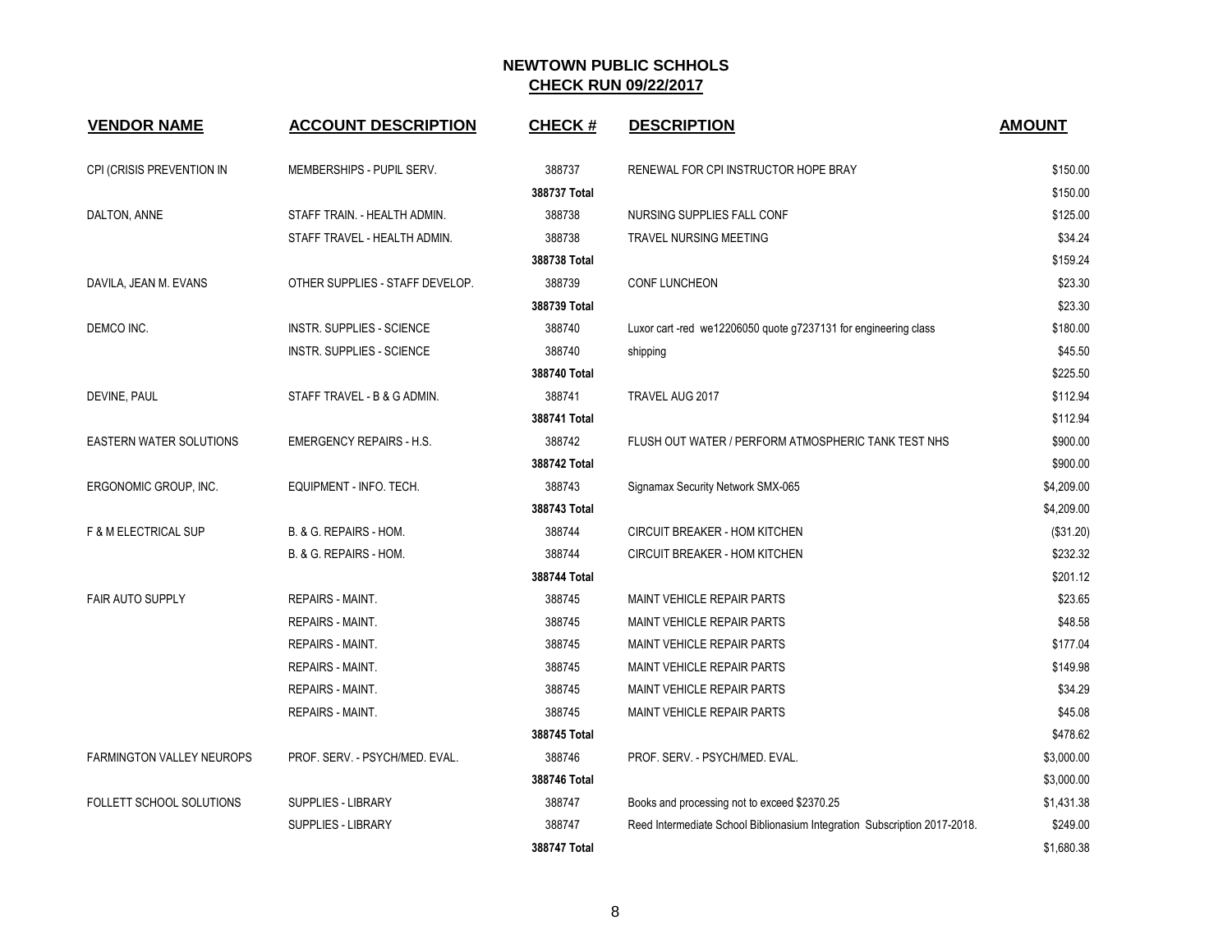## NEWTOWN PUBLIC SCHHOLS
## CHECK RUN 09/22/2017

| VENDOR NAME | ACCOUNT DESCRIPTION | CHECK # | DESCRIPTION | AMOUNT |
|---|---|---|---|---|
| CPI (CRISIS PREVENTION IN | MEMBERSHIPS - PUPIL SERV. | 388737 | RENEWAL FOR CPI INSTRUCTOR HOPE BRAY | $150.00 |
| | | 388737 Total | | $150.00 |
| DALTON, ANNE | STAFF TRAIN. - HEALTH ADMIN. | 388738 | NURSING SUPPLIES FALL CONF | $125.00 |
| | STAFF TRAVEL - HEALTH ADMIN. | 388738 | TRAVEL NURSING MEETING | $34.24 |
| | | 388738 Total | | $159.24 |
| DAVILA, JEAN M. EVANS | OTHER SUPPLIES - STAFF DEVELOP. | 388739 | CONF LUNCHEON | $23.30 |
| | | 388739 Total | | $23.30 |
| DEMCO INC. | INSTR. SUPPLIES - SCIENCE | 388740 | Luxor cart -red we12206050 quote g7237131 for engineering class | $180.00 |
| | INSTR. SUPPLIES - SCIENCE | 388740 | shipping | $45.50 |
| | | 388740 Total | | $225.50 |
| DEVINE, PAUL | STAFF TRAVEL - B & G ADMIN. | 388741 | TRAVEL AUG 2017 | $112.94 |
| | | 388741 Total | | $112.94 |
| EASTERN WATER SOLUTIONS | EMERGENCY REPAIRS - H.S. | 388742 | FLUSH OUT WATER / PERFORM ATMOSPHERIC TANK TEST NHS | $900.00 |
| | | 388742 Total | | $900.00 |
| ERGONOMIC GROUP, INC. | EQUIPMENT - INFO. TECH. | 388743 | Signamax Security Network SMX-065 | $4,209.00 |
| | | 388743 Total | | $4,209.00 |
| F & M ELECTRICAL SUP | B. & G. REPAIRS - HOM. | 388744 | CIRCUIT BREAKER - HOM KITCHEN | ($31.20) |
| | B. & G. REPAIRS - HOM. | 388744 | CIRCUIT BREAKER - HOM KITCHEN | $232.32 |
| | | 388744 Total | | $201.12 |
| FAIR AUTO SUPPLY | REPAIRS - MAINT. | 388745 | MAINT VEHICLE REPAIR PARTS | $23.65 |
| | REPAIRS - MAINT. | 388745 | MAINT VEHICLE REPAIR PARTS | $48.58 |
| | REPAIRS - MAINT. | 388745 | MAINT VEHICLE REPAIR PARTS | $177.04 |
| | REPAIRS - MAINT. | 388745 | MAINT VEHICLE REPAIR PARTS | $149.98 |
| | REPAIRS - MAINT. | 388745 | MAINT VEHICLE REPAIR PARTS | $34.29 |
| | REPAIRS - MAINT. | 388745 | MAINT VEHICLE REPAIR PARTS | $45.08 |
| | | 388745 Total | | $478.62 |
| FARMINGTON VALLEY NEUROPS | PROF. SERV. - PSYCH/MED. EVAL. | 388746 | PROF. SERV. - PSYCH/MED. EVAL. | $3,000.00 |
| | | 388746 Total | | $3,000.00 |
| FOLLETT SCHOOL SOLUTIONS | SUPPLIES - LIBRARY | 388747 | Books and processing not to exceed $2370.25 | $1,431.38 |
| | SUPPLIES - LIBRARY | 388747 | Reed Intermediate School Biblionasium Integration Subscription 2017-2018. | $249.00 |
| | | 388747 Total | | $1,680.38 |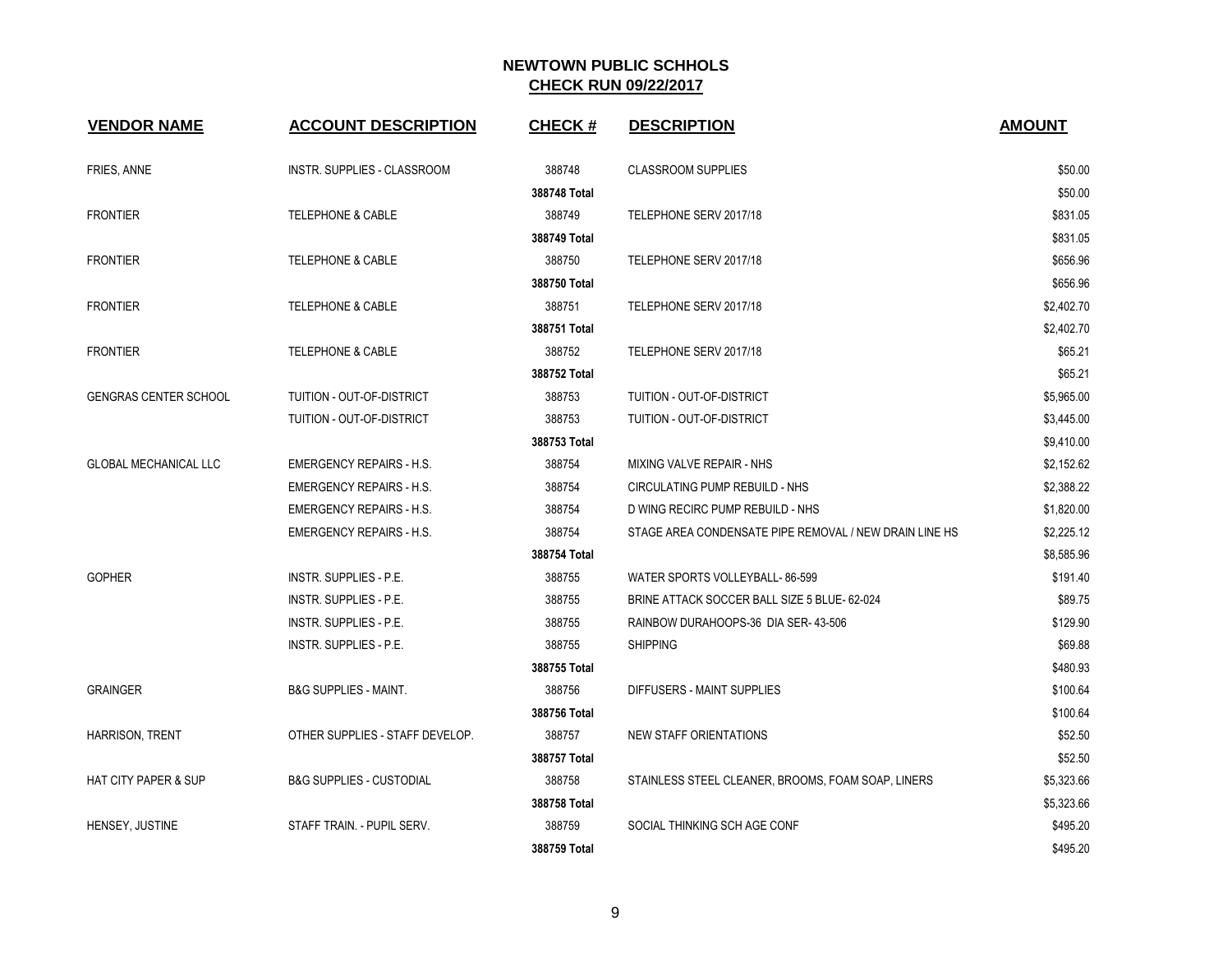## NEWTOWN PUBLIC SCHHOLS
## CHECK RUN 09/22/2017

| VENDOR NAME | ACCOUNT DESCRIPTION | CHECK # | DESCRIPTION | AMOUNT |
|---|---|---|---|---|
| FRIES, ANNE | INSTR. SUPPLIES - CLASSROOM | 388748 | CLASSROOM SUPPLIES | $50.00 |
| | | 388748 Total | | $50.00 |
| FRONTIER | TELEPHONE & CABLE | 388749 | TELEPHONE SERV 2017/18 | $831.05 |
| | | 388749 Total | | $831.05 |
| FRONTIER | TELEPHONE & CABLE | 388750 | TELEPHONE SERV 2017/18 | $656.96 |
| | | 388750 Total | | $656.96 |
| FRONTIER | TELEPHONE & CABLE | 388751 | TELEPHONE SERV 2017/18 | $2,402.70 |
| | | 388751 Total | | $2,402.70 |
| FRONTIER | TELEPHONE & CABLE | 388752 | TELEPHONE SERV 2017/18 | $65.21 |
| | | 388752 Total | | $65.21 |
| GENGRAS CENTER SCHOOL | TUITION - OUT-OF-DISTRICT | 388753 | TUITION - OUT-OF-DISTRICT | $5,965.00 |
| | TUITION - OUT-OF-DISTRICT | 388753 | TUITION - OUT-OF-DISTRICT | $3,445.00 |
| | | 388753 Total | | $9,410.00 |
| GLOBAL MECHANICAL LLC | EMERGENCY REPAIRS - H.S. | 388754 | MIXING VALVE REPAIR - NHS | $2,152.62 |
| | EMERGENCY REPAIRS - H.S. | 388754 | CIRCULATING PUMP REBUILD - NHS | $2,388.22 |
| | EMERGENCY REPAIRS - H.S. | 388754 | D WING RECIRC PUMP REBUILD - NHS | $1,820.00 |
| | EMERGENCY REPAIRS - H.S. | 388754 | STAGE AREA CONDENSATE PIPE REMOVAL / NEW DRAIN LINE HS | $2,225.12 |
| | | 388754 Total | | $8,585.96 |
| GOPHER | INSTR. SUPPLIES - P.E. | 388755 | WATER SPORTS VOLLEYBALL- 86-599 | $191.40 |
| | INSTR. SUPPLIES - P.E. | 388755 | BRINE ATTACK SOCCER BALL SIZE 5 BLUE- 62-024 | $89.75 |
| | INSTR. SUPPLIES - P.E. | 388755 | RAINBOW DURAHOOPS-36 DIA SER- 43-506 | $129.90 |
| | INSTR. SUPPLIES - P.E. | 388755 | SHIPPING | $69.88 |
| | | 388755 Total | | $480.93 |
| GRAINGER | B&G SUPPLIES - MAINT. | 388756 | DIFFUSERS - MAINT SUPPLIES | $100.64 |
| | | 388756 Total | | $100.64 |
| HARRISON, TRENT | OTHER SUPPLIES - STAFF DEVELOP. | 388757 | NEW STAFF ORIENTATIONS | $52.50 |
| | | 388757 Total | | $52.50 |
| HAT CITY PAPER & SUP | B&G SUPPLIES - CUSTODIAL | 388758 | STAINLESS STEEL CLEANER, BROOMS, FOAM SOAP, LINERS | $5,323.66 |
| | | 388758 Total | | $5,323.66 |
| HENSEY, JUSTINE | STAFF TRAIN. - PUPIL SERV. | 388759 | SOCIAL THINKING SCH AGE CONF | $495.20 |
| | | 388759 Total | | $495.20 |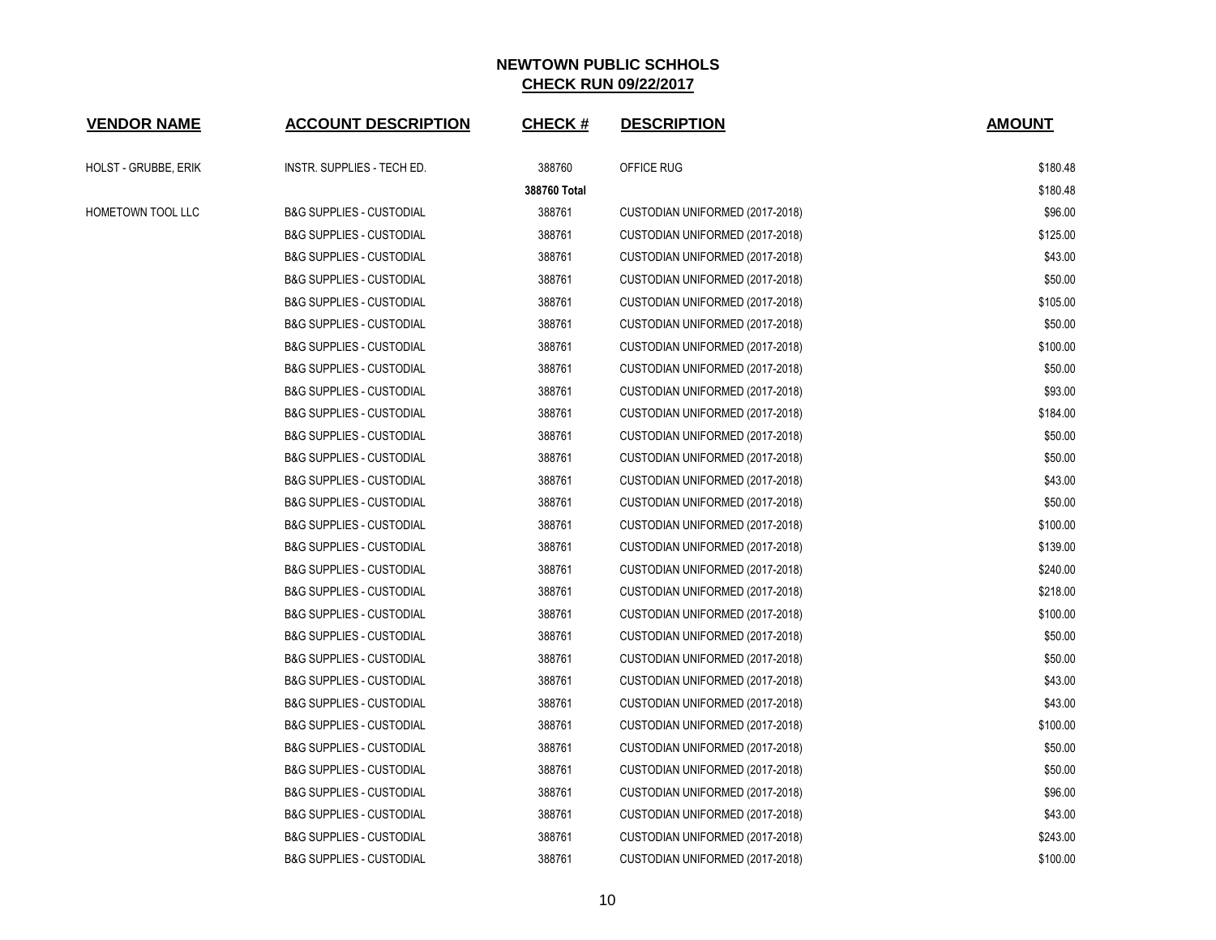**NEWTOWN PUBLIC SCHHOLS**
**CHECK RUN 09/22/2017**

| VENDOR NAME | ACCOUNT DESCRIPTION | CHECK # | DESCRIPTION | AMOUNT |
|---|---|---|---|---|
| HOLST - GRUBBE, ERIK | INSTR. SUPPLIES - TECH ED. | 388760 | OFFICE RUG | $180.48 |
| | | **388760 Total** | | $180.48 |
| HOMETOWN TOOL LLC | B&G SUPPLIES - CUSTODIAL | 388761 | CUSTODIAN UNIFORMED (2017-2018) | $96.00 |
| | B&G SUPPLIES - CUSTODIAL | 388761 | CUSTODIAN UNIFORMED (2017-2018) | $125.00 |
| | B&G SUPPLIES - CUSTODIAL | 388761 | CUSTODIAN UNIFORMED (2017-2018) | $43.00 |
| | B&G SUPPLIES - CUSTODIAL | 388761 | CUSTODIAN UNIFORMED (2017-2018) | $50.00 |
| | B&G SUPPLIES - CUSTODIAL | 388761 | CUSTODIAN UNIFORMED (2017-2018) | $105.00 |
| | B&G SUPPLIES - CUSTODIAL | 388761 | CUSTODIAN UNIFORMED (2017-2018) | $50.00 |
| | B&G SUPPLIES - CUSTODIAL | 388761 | CUSTODIAN UNIFORMED (2017-2018) | $100.00 |
| | B&G SUPPLIES - CUSTODIAL | 388761 | CUSTODIAN UNIFORMED (2017-2018) | $50.00 |
| | B&G SUPPLIES - CUSTODIAL | 388761 | CUSTODIAN UNIFORMED (2017-2018) | $93.00 |
| | B&G SUPPLIES - CUSTODIAL | 388761 | CUSTODIAN UNIFORMED (2017-2018) | $184.00 |
| | B&G SUPPLIES - CUSTODIAL | 388761 | CUSTODIAN UNIFORMED (2017-2018) | $50.00 |
| | B&G SUPPLIES - CUSTODIAL | 388761 | CUSTODIAN UNIFORMED (2017-2018) | $50.00 |
| | B&G SUPPLIES - CUSTODIAL | 388761 | CUSTODIAN UNIFORMED (2017-2018) | $43.00 |
| | B&G SUPPLIES - CUSTODIAL | 388761 | CUSTODIAN UNIFORMED (2017-2018) | $50.00 |
| | B&G SUPPLIES - CUSTODIAL | 388761 | CUSTODIAN UNIFORMED (2017-2018) | $100.00 |
| | B&G SUPPLIES - CUSTODIAL | 388761 | CUSTODIAN UNIFORMED (2017-2018) | $139.00 |
| | B&G SUPPLIES - CUSTODIAL | 388761 | CUSTODIAN UNIFORMED (2017-2018) | $240.00 |
| | B&G SUPPLIES - CUSTODIAL | 388761 | CUSTODIAN UNIFORMED (2017-2018) | $218.00 |
| | B&G SUPPLIES - CUSTODIAL | 388761 | CUSTODIAN UNIFORMED (2017-2018) | $100.00 |
| | B&G SUPPLIES - CUSTODIAL | 388761 | CUSTODIAN UNIFORMED (2017-2018) | $50.00 |
| | B&G SUPPLIES - CUSTODIAL | 388761 | CUSTODIAN UNIFORMED (2017-2018) | $50.00 |
| | B&G SUPPLIES - CUSTODIAL | 388761 | CUSTODIAN UNIFORMED (2017-2018) | $43.00 |
| | B&G SUPPLIES - CUSTODIAL | 388761 | CUSTODIAN UNIFORMED (2017-2018) | $43.00 |
| | B&G SUPPLIES - CUSTODIAL | 388761 | CUSTODIAN UNIFORMED (2017-2018) | $100.00 |
| | B&G SUPPLIES - CUSTODIAL | 388761 | CUSTODIAN UNIFORMED (2017-2018) | $50.00 |
| | B&G SUPPLIES - CUSTODIAL | 388761 | CUSTODIAN UNIFORMED (2017-2018) | $50.00 |
| | B&G SUPPLIES - CUSTODIAL | 388761 | CUSTODIAN UNIFORMED (2017-2018) | $96.00 |
| | B&G SUPPLIES - CUSTODIAL | 388761 | CUSTODIAN UNIFORMED (2017-2018) | $43.00 |
| | B&G SUPPLIES - CUSTODIAL | 388761 | CUSTODIAN UNIFORMED (2017-2018) | $243.00 |
| | B&G SUPPLIES - CUSTODIAL | 388761 | CUSTODIAN UNIFORMED (2017-2018) | $100.00 |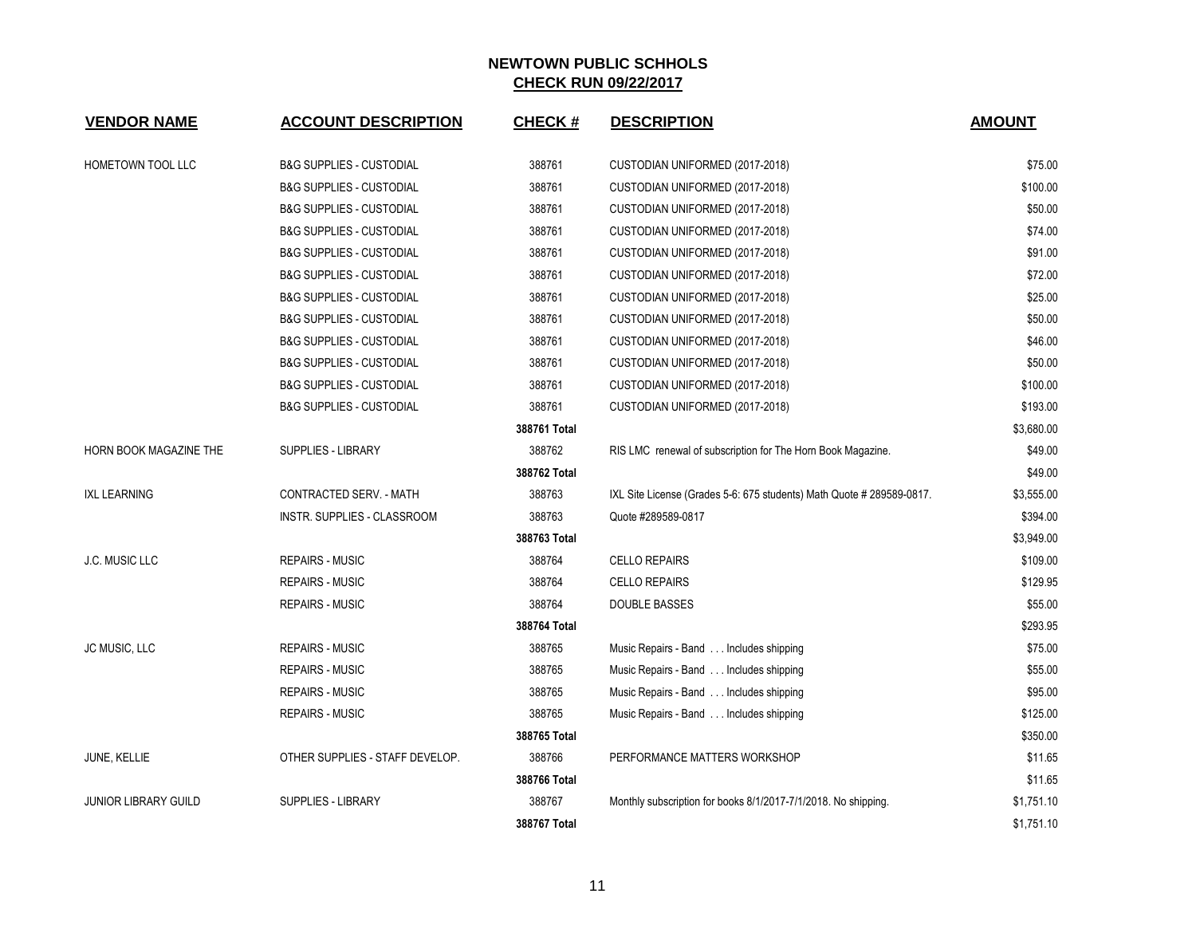# NEWTOWN PUBLIC SCHHOLS

## CHECK RUN 09/22/2017

| VENDOR NAME | ACCOUNT DESCRIPTION | CHECK # | DESCRIPTION | AMOUNT |
|---|---|---|---|---|
| HOMETOWN TOOL LLC | B&G SUPPLIES - CUSTODIAL | 388761 | CUSTODIAN UNIFORMED (2017-2018) | $75.00 |
| | B&G SUPPLIES - CUSTODIAL | 388761 | CUSTODIAN UNIFORMED (2017-2018) | $100.00 |
| | B&G SUPPLIES - CUSTODIAL | 388761 | CUSTODIAN UNIFORMED (2017-2018) | $50.00 |
| | B&G SUPPLIES - CUSTODIAL | 388761 | CUSTODIAN UNIFORMED (2017-2018) | $74.00 |
| | B&G SUPPLIES - CUSTODIAL | 388761 | CUSTODIAN UNIFORMED (2017-2018) | $91.00 |
| | B&G SUPPLIES - CUSTODIAL | 388761 | CUSTODIAN UNIFORMED (2017-2018) | $72.00 |
| | B&G SUPPLIES - CUSTODIAL | 388761 | CUSTODIAN UNIFORMED (2017-2018) | $25.00 |
| | B&G SUPPLIES - CUSTODIAL | 388761 | CUSTODIAN UNIFORMED (2017-2018) | $50.00 |
| | B&G SUPPLIES - CUSTODIAL | 388761 | CUSTODIAN UNIFORMED (2017-2018) | $46.00 |
| | B&G SUPPLIES - CUSTODIAL | 388761 | CUSTODIAN UNIFORMED (2017-2018) | $50.00 |
| | B&G SUPPLIES - CUSTODIAL | 388761 | CUSTODIAN UNIFORMED (2017-2018) | $100.00 |
| | B&G SUPPLIES - CUSTODIAL | 388761 | CUSTODIAN UNIFORMED (2017-2018) | $193.00 |
| | | 388761 Total | | $3,680.00 |
| HORN BOOK MAGAZINE THE | SUPPLIES - LIBRARY | 388762 | RIS LMC renewal of subscription for The Horn Book Magazine. | $49.00 |
| | | 388762 Total | | $49.00 |
| IXL LEARNING | CONTRACTED SERV. - MATH | 388763 | IXL Site License (Grades 5-6: 675 students) Math Quote # 289589-0817. | $3,555.00 |
| | INSTR. SUPPLIES - CLASSROOM | 388763 | Quote #289589-0817 | $394.00 |
| | | 388763 Total | | $3,949.00 |
| J.C. MUSIC LLC | REPAIRS - MUSIC | 388764 | CELLO REPAIRS | $109.00 |
| | REPAIRS - MUSIC | 388764 | CELLO REPAIRS | $129.95 |
| | REPAIRS - MUSIC | 388764 | DOUBLE BASSES | $55.00 |
| | | 388764 Total | | $293.95 |
| JC MUSIC, LLC | REPAIRS - MUSIC | 388765 | Music Repairs - Band . . . Includes shipping | $75.00 |
| | REPAIRS - MUSIC | 388765 | Music Repairs - Band . . . Includes shipping | $55.00 |
| | REPAIRS - MUSIC | 388765 | Music Repairs - Band . . . Includes shipping | $95.00 |
| | REPAIRS - MUSIC | 388765 | Music Repairs - Band . . . Includes shipping | $125.00 |
| | | 388765 Total | | $350.00 |
| JUNE, KELLIE | OTHER SUPPLIES - STAFF DEVELOP. | 388766 | PERFORMANCE MATTERS WORKSHOP | $11.65 |
| | | 388766 Total | | $11.65 |
| JUNIOR LIBRARY GUILD | SUPPLIES - LIBRARY | 388767 | Monthly subscription for books 8/1/2017-7/1/2018. No shipping. | $1,751.10 |
| | | 388767 Total | | $1,751.10 |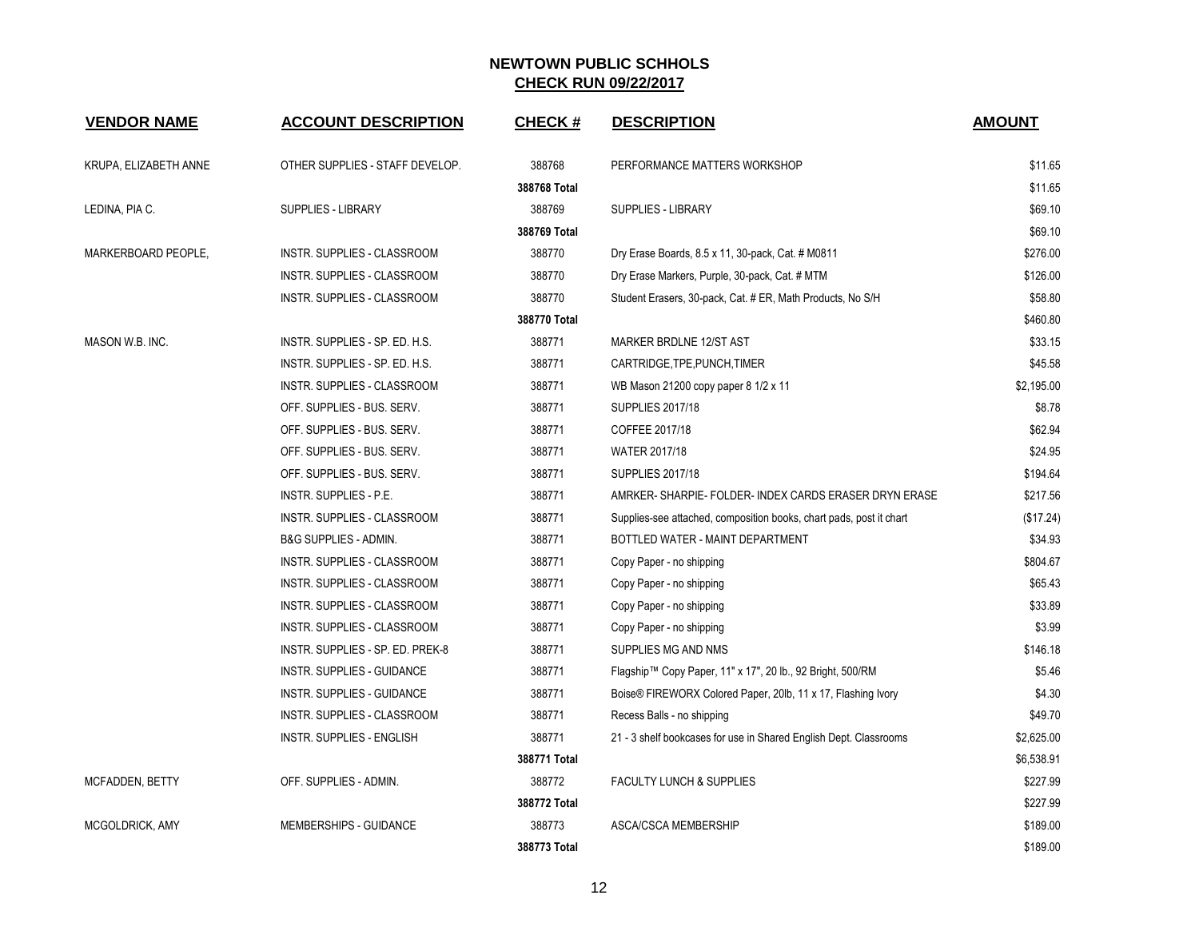# NEWTOWN PUBLIC SCHHOLS
## CHECK RUN 09/22/2017

| VENDOR NAME | ACCOUNT DESCRIPTION | CHECK # | DESCRIPTION | AMOUNT |
|---|---|---|---|---|
| KRUPA, ELIZABETH ANNE | OTHER SUPPLIES - STAFF DEVELOP. | 388768 | PERFORMANCE MATTERS WORKSHOP | $11.65 |
| | | **388768 Total** | | $11.65 |
| LEDINA, PIA C. | SUPPLIES - LIBRARY | 388769 | SUPPLIES - LIBRARY | $69.10 |
| | | **388769 Total** | | $69.10 |
| MARKERBOARD PEOPLE, | INSTR. SUPPLIES - CLASSROOM | 388770 | Dry Erase Boards, 8.5 x 11, 30-pack, Cat. # M0811 | $276.00 |
| | INSTR. SUPPLIES - CLASSROOM | 388770 | Dry Erase Markers, Purple, 30-pack, Cat. # MTM | $126.00 |
| | INSTR. SUPPLIES - CLASSROOM | 388770 | Student Erasers, 30-pack, Cat. # ER, Math Products, No S/H | $58.80 |
| | | **388770 Total** | | $460.80 |
| MASON W.B. INC. | INSTR. SUPPLIES - SP. ED. H.S. | 388771 | MARKER BRDLNE 12/ST AST | $33.15 |
| | INSTR. SUPPLIES - SP. ED. H.S. | 388771 | CARTRIDGE,TPE,PUNCH,TIMER | $45.58 |
| | INSTR. SUPPLIES - CLASSROOM | 388771 | WB Mason 21200 copy paper 8 1/2 x 11 | $2,195.00 |
| | OFF. SUPPLIES - BUS. SERV. | 388771 | SUPPLIES 2017/18 | $8.78 |
| | OFF. SUPPLIES - BUS. SERV. | 388771 | COFFEE 2017/18 | $62.94 |
| | OFF. SUPPLIES - BUS. SERV. | 388771 | WATER 2017/18 | $24.95 |
| | OFF. SUPPLIES - BUS. SERV. | 388771 | SUPPLIES 2017/18 | $194.64 |
| | INSTR. SUPPLIES - P.E. | 388771 | AMRKER- SHARPIE- FOLDER- INDEX CARDS ERASER DRYN ERASE | $217.56 |
| | INSTR. SUPPLIES - CLASSROOM | 388771 | Supplies-see attached, composition books, chart pads, post it chart | ($17.24) |
| | B&G SUPPLIES - ADMIN. | 388771 | BOTTLED WATER - MAINT DEPARTMENT | $34.93 |
| | INSTR. SUPPLIES - CLASSROOM | 388771 | Copy Paper - no shipping | $804.67 |
| | INSTR. SUPPLIES - CLASSROOM | 388771 | Copy Paper - no shipping | $65.43 |
| | INSTR. SUPPLIES - CLASSROOM | 388771 | Copy Paper - no shipping | $33.89 |
| | INSTR. SUPPLIES - CLASSROOM | 388771 | Copy Paper - no shipping | $3.99 |
| | INSTR. SUPPLIES - SP. ED. PREK-8 | 388771 | SUPPLIES MG AND NMS | $146.18 |
| | INSTR. SUPPLIES - GUIDANCE | 388771 | Flagship™ Copy Paper, 11" x 17", 20 lb., 92 Bright, 500/RM | $5.46 |
| | INSTR. SUPPLIES - GUIDANCE | 388771 | Boise® FIREWORX Colored Paper, 20lb, 11 x 17, Flashing Ivory | $4.30 |
| | INSTR. SUPPLIES - CLASSROOM | 388771 | Recess Balls - no shipping | $49.70 |
| | INSTR. SUPPLIES - ENGLISH | 388771 | 21 - 3 shelf bookcases for use in Shared English Dept. Classrooms | $2,625.00 |
| | | **388771 Total** | | $6,538.91 |
| MCFADDEN, BETTY | OFF. SUPPLIES - ADMIN. | 388772 | FACULTY LUNCH & SUPPLIES | $227.99 |
| | | **388772 Total** | | $227.99 |
| MCGOLDRICK, AMY | MEMBERSHIPS - GUIDANCE | 388773 | ASCA/CSCA MEMBERSHIP | $189.00 |
| | | **388773 Total** | | $189.00 |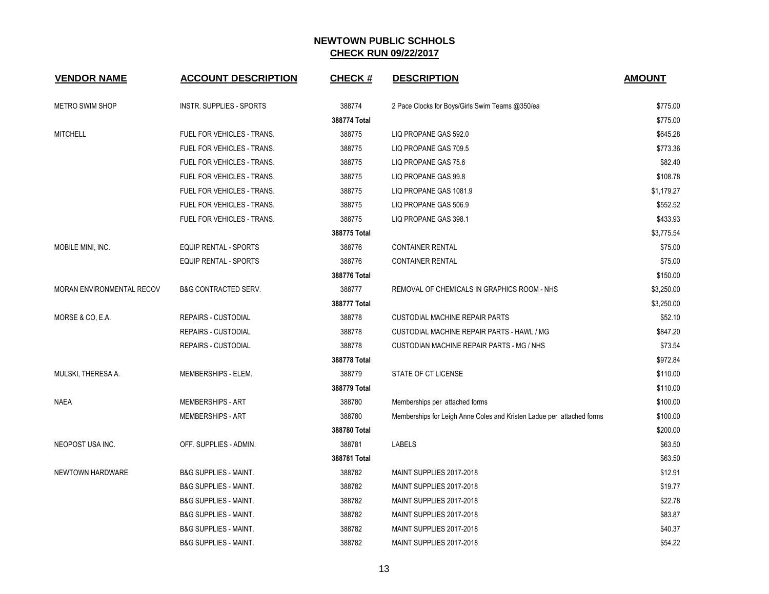# NEWTOWN PUBLIC SCHHOLS

## CHECK RUN 09/22/2017

| VENDOR NAME | ACCOUNT DESCRIPTION | CHECK # | DESCRIPTION | AMOUNT |
|---|---|---|---|---|
| METRO SWIM SHOP | INSTR. SUPPLIES - SPORTS | 388774 | 2 Pace Clocks for Boys/Girls Swim Teams @350/ea | $775.00 |
| | | 388774 Total | | $775.00 |
| MITCHELL | FUEL FOR VEHICLES - TRANS. | 388775 | LIQ PROPANE GAS 592.0 | $645.28 |
| | FUEL FOR VEHICLES - TRANS. | 388775 | LIQ PROPANE GAS 709.5 | $773.36 |
| | FUEL FOR VEHICLES - TRANS. | 388775 | LIQ PROPANE GAS 75.6 | $82.40 |
| | FUEL FOR VEHICLES - TRANS. | 388775 | LIQ PROPANE GAS 99.8 | $108.78 |
| | FUEL FOR VEHICLES - TRANS. | 388775 | LIQ PROPANE GAS 1081.9 | $1,179.27 |
| | FUEL FOR VEHICLES - TRANS. | 388775 | LIQ PROPANE GAS 506.9 | $552.52 |
| | FUEL FOR VEHICLES - TRANS. | 388775 | LIQ PROPANE GAS 398.1 | $433.93 |
| | | 388775 Total | | $3,775.54 |
| MOBILE MINI, INC. | EQUIP RENTAL - SPORTS | 388776 | CONTAINER RENTAL | $75.00 |
| | EQUIP RENTAL - SPORTS | 388776 | CONTAINER RENTAL | $75.00 |
| | | 388776 Total | | $150.00 |
| MORAN ENVIRONMENTAL RECOV | B&G CONTRACTED SERV. | 388777 | REMOVAL OF CHEMICALS IN GRAPHICS ROOM - NHS | $3,250.00 |
| | | 388777 Total | | $3,250.00 |
| MORSE & CO, E.A. | REPAIRS - CUSTODIAL | 388778 | CUSTODIAL MACHINE REPAIR PARTS | $52.10 |
| | REPAIRS - CUSTODIAL | 388778 | CUSTODIAL MACHINE REPAIR PARTS - HAWL / MG | $847.20 |
| | REPAIRS - CUSTODIAL | 388778 | CUSTODIAN MACHINE REPAIR PARTS - MG / NHS | $73.54 |
| | | 388778 Total | | $972.84 |
| MULSKI, THERESA A. | MEMBERSHIPS - ELEM. | 388779 | STATE OF CT LICENSE | $110.00 |
| | | 388779 Total | | $110.00 |
| NAEA | MEMBERSHIPS - ART | 388780 | Memberships per attached forms | $100.00 |
| | MEMBERSHIPS - ART | 388780 | Memberships for Leigh Anne Coles and Kristen Ladue per attached forms | $100.00 |
| | | 388780 Total | | $200.00 |
| NEOPOST USA INC. | OFF. SUPPLIES - ADMIN. | 388781 | LABELS | $63.50 |
| | | 388781 Total | | $63.50 |
| NEWTOWN HARDWARE | B&G SUPPLIES - MAINT. | 388782 | MAINT SUPPLIES 2017-2018 | $12.91 |
| | B&G SUPPLIES - MAINT. | 388782 | MAINT SUPPLIES 2017-2018 | $19.77 |
| | B&G SUPPLIES - MAINT. | 388782 | MAINT SUPPLIES 2017-2018 | $22.78 |
| | B&G SUPPLIES - MAINT. | 388782 | MAINT SUPPLIES 2017-2018 | $83.87 |
| | B&G SUPPLIES - MAINT. | 388782 | MAINT SUPPLIES 2017-2018 | $40.37 |
| | B&G SUPPLIES - MAINT. | 388782 | MAINT SUPPLIES 2017-2018 | $54.22 |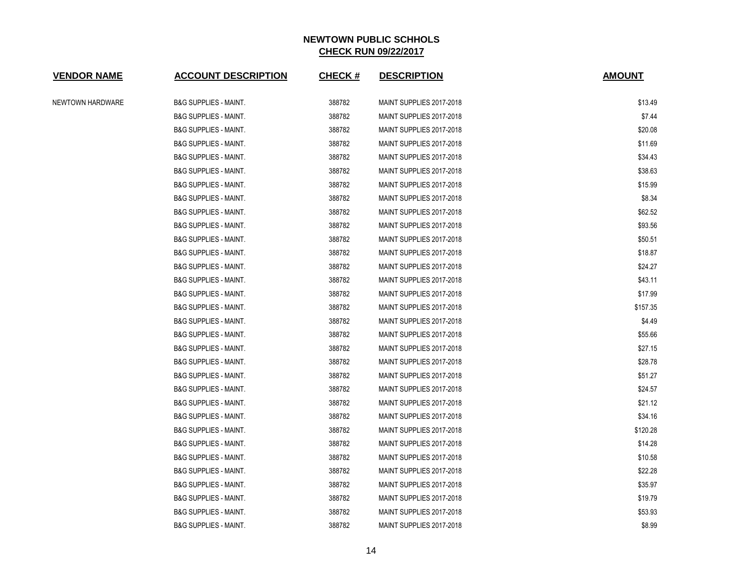**NEWTOWN PUBLIC SCHHOLS**
**CHECK RUN 09/22/2017**

| VENDOR NAME | ACCOUNT DESCRIPTION | CHECK # | DESCRIPTION | AMOUNT |
|---|---|---|---|---|
| NEWTOWN HARDWARE | B&G SUPPLIES - MAINT. | 388782 | MAINT SUPPLIES 2017-2018 | $13.49 |
| | B&G SUPPLIES - MAINT. | 388782 | MAINT SUPPLIES 2017-2018 | $7.44 |
| | B&G SUPPLIES - MAINT. | 388782 | MAINT SUPPLIES 2017-2018 | $20.08 |
| | B&G SUPPLIES - MAINT. | 388782 | MAINT SUPPLIES 2017-2018 | $11.69 |
| | B&G SUPPLIES - MAINT. | 388782 | MAINT SUPPLIES 2017-2018 | $34.43 |
| | B&G SUPPLIES - MAINT. | 388782 | MAINT SUPPLIES 2017-2018 | $38.63 |
| | B&G SUPPLIES - MAINT. | 388782 | MAINT SUPPLIES 2017-2018 | $15.99 |
| | B&G SUPPLIES - MAINT. | 388782 | MAINT SUPPLIES 2017-2018 | $8.34 |
| | B&G SUPPLIES - MAINT. | 388782 | MAINT SUPPLIES 2017-2018 | $62.52 |
| | B&G SUPPLIES - MAINT. | 388782 | MAINT SUPPLIES 2017-2018 | $93.56 |
| | B&G SUPPLIES - MAINT. | 388782 | MAINT SUPPLIES 2017-2018 | $50.51 |
| | B&G SUPPLIES - MAINT. | 388782 | MAINT SUPPLIES 2017-2018 | $18.87 |
| | B&G SUPPLIES - MAINT. | 388782 | MAINT SUPPLIES 2017-2018 | $24.27 |
| | B&G SUPPLIES - MAINT. | 388782 | MAINT SUPPLIES 2017-2018 | $43.11 |
| | B&G SUPPLIES - MAINT. | 388782 | MAINT SUPPLIES 2017-2018 | $17.99 |
| | B&G SUPPLIES - MAINT. | 388782 | MAINT SUPPLIES 2017-2018 | $157.35 |
| | B&G SUPPLIES - MAINT. | 388782 | MAINT SUPPLIES 2017-2018 | $4.49 |
| | B&G SUPPLIES - MAINT. | 388782 | MAINT SUPPLIES 2017-2018 | $55.66 |
| | B&G SUPPLIES - MAINT. | 388782 | MAINT SUPPLIES 2017-2018 | $27.15 |
| | B&G SUPPLIES - MAINT. | 388782 | MAINT SUPPLIES 2017-2018 | $28.78 |
| | B&G SUPPLIES - MAINT. | 388782 | MAINT SUPPLIES 2017-2018 | $51.27 |
| | B&G SUPPLIES - MAINT. | 388782 | MAINT SUPPLIES 2017-2018 | $24.57 |
| | B&G SUPPLIES - MAINT. | 388782 | MAINT SUPPLIES 2017-2018 | $21.12 |
| | B&G SUPPLIES - MAINT. | 388782 | MAINT SUPPLIES 2017-2018 | $34.16 |
| | B&G SUPPLIES - MAINT. | 388782 | MAINT SUPPLIES 2017-2018 | $120.28 |
| | B&G SUPPLIES - MAINT. | 388782 | MAINT SUPPLIES 2017-2018 | $14.28 |
| | B&G SUPPLIES - MAINT. | 388782 | MAINT SUPPLIES 2017-2018 | $10.58 |
| | B&G SUPPLIES - MAINT. | 388782 | MAINT SUPPLIES 2017-2018 | $22.28 |
| | B&G SUPPLIES - MAINT. | 388782 | MAINT SUPPLIES 2017-2018 | $35.97 |
| | B&G SUPPLIES - MAINT. | 388782 | MAINT SUPPLIES 2017-2018 | $19.79 |
| | B&G SUPPLIES - MAINT. | 388782 | MAINT SUPPLIES 2017-2018 | $53.93 |
| | B&G SUPPLIES - MAINT. | 388782 | MAINT SUPPLIES 2017-2018 | $8.99 |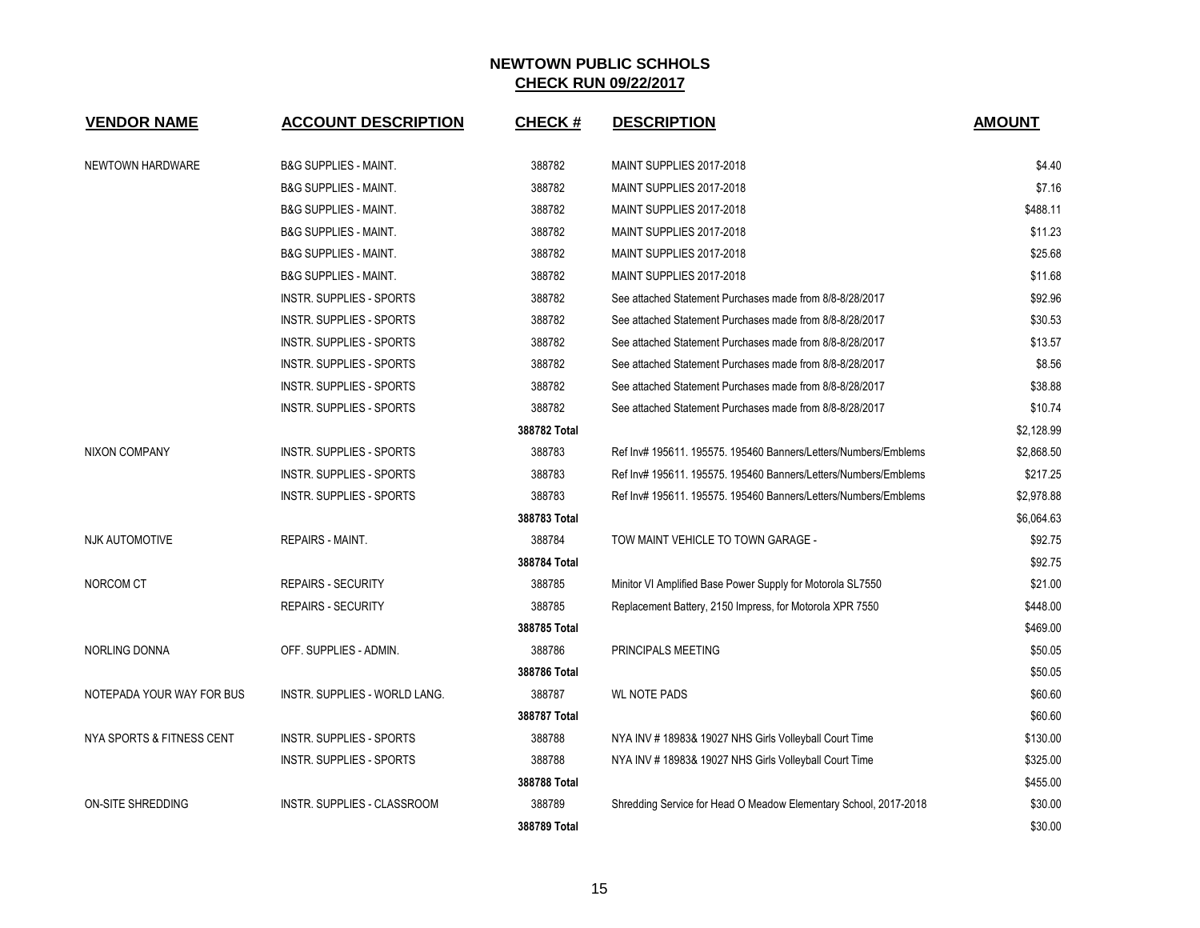# NEWTOWN PUBLIC SCHHOLS

## CHECK RUN 09/22/2017

| VENDOR NAME | ACCOUNT DESCRIPTION | CHECK # | DESCRIPTION | AMOUNT |
|---|---|---|---|---|
| NEWTOWN HARDWARE | B&G SUPPLIES - MAINT. | 388782 | MAINT SUPPLIES 2017-2018 | $4.40 |
| | B&G SUPPLIES - MAINT. | 388782 | MAINT SUPPLIES 2017-2018 | $7.16 |
| | B&G SUPPLIES - MAINT. | 388782 | MAINT SUPPLIES 2017-2018 | $488.11 |
| | B&G SUPPLIES - MAINT. | 388782 | MAINT SUPPLIES 2017-2018 | $11.23 |
| | B&G SUPPLIES - MAINT. | 388782 | MAINT SUPPLIES 2017-2018 | $25.68 |
| | B&G SUPPLIES - MAINT. | 388782 | MAINT SUPPLIES 2017-2018 | $11.68 |
| | INSTR. SUPPLIES - SPORTS | 388782 | See attached Statement Purchases made from 8/8-8/28/2017 | $92.96 |
| | INSTR. SUPPLIES - SPORTS | 388782 | See attached Statement Purchases made from 8/8-8/28/2017 | $30.53 |
| | INSTR. SUPPLIES - SPORTS | 388782 | See attached Statement Purchases made from 8/8-8/28/2017 | $13.57 |
| | INSTR. SUPPLIES - SPORTS | 388782 | See attached Statement Purchases made from 8/8-8/28/2017 | $8.56 |
| | INSTR. SUPPLIES - SPORTS | 388782 | See attached Statement Purchases made from 8/8-8/28/2017 | $38.88 |
| | INSTR. SUPPLIES - SPORTS | 388782 | See attached Statement Purchases made from 8/8-8/28/2017 | $10.74 |
| | | **388782 Total** | | $2,128.99 |
| NIXON COMPANY | INSTR. SUPPLIES - SPORTS | 388783 | Ref Inv# 195611. 195575. 195460 Banners/Letters/Numbers/Emblems | $2,868.50 |
| | INSTR. SUPPLIES - SPORTS | 388783 | Ref Inv# 195611. 195575. 195460 Banners/Letters/Numbers/Emblems | $217.25 |
| | INSTR. SUPPLIES - SPORTS | 388783 | Ref Inv# 195611. 195575. 195460 Banners/Letters/Numbers/Emblems | $2,978.88 |
| | | **388783 Total** | | $6,064.63 |
| NJK AUTOMOTIVE | REPAIRS - MAINT. | 388784 | TOW MAINT VEHICLE TO TOWN GARAGE - | $92.75 |
| | | **388784 Total** | | $92.75 |
| NORCOM CT | REPAIRS - SECURITY | 388785 | Minitor VI Amplified Base Power Supply for Motorola SL7550 | $21.00 |
| | REPAIRS - SECURITY | 388785 | Replacement Battery, 2150 Impress, for Motorola XPR 7550 | $448.00 |
| | | **388785 Total** | | $469.00 |
| NORLING DONNA | OFF. SUPPLIES - ADMIN. | 388786 | PRINCIPALS MEETING | $50.05 |
| | | **388786 Total** | | $50.05 |
| NOTEPADA YOUR WAY FOR BUS | INSTR. SUPPLIES - WORLD LANG. | 388787 | WL NOTE PADS | $60.60 |
| | | **388787 Total** | | $60.60 |
| NYA SPORTS & FITNESS CENT | INSTR. SUPPLIES - SPORTS | 388788 | NYA INV # 18983& 19027 NHS Girls Volleyball Court Time | $130.00 |
| | INSTR. SUPPLIES - SPORTS | 388788 | NYA INV # 18983& 19027 NHS Girls Volleyball Court Time | $325.00 |
| | | **388788 Total** | | $455.00 |
| ON-SITE SHREDDING | INSTR. SUPPLIES - CLASSROOM | 388789 | Shredding Service for Head O Meadow Elementary School, 2017-2018 | $30.00 |
| | | **388789 Total** | | $30.00 |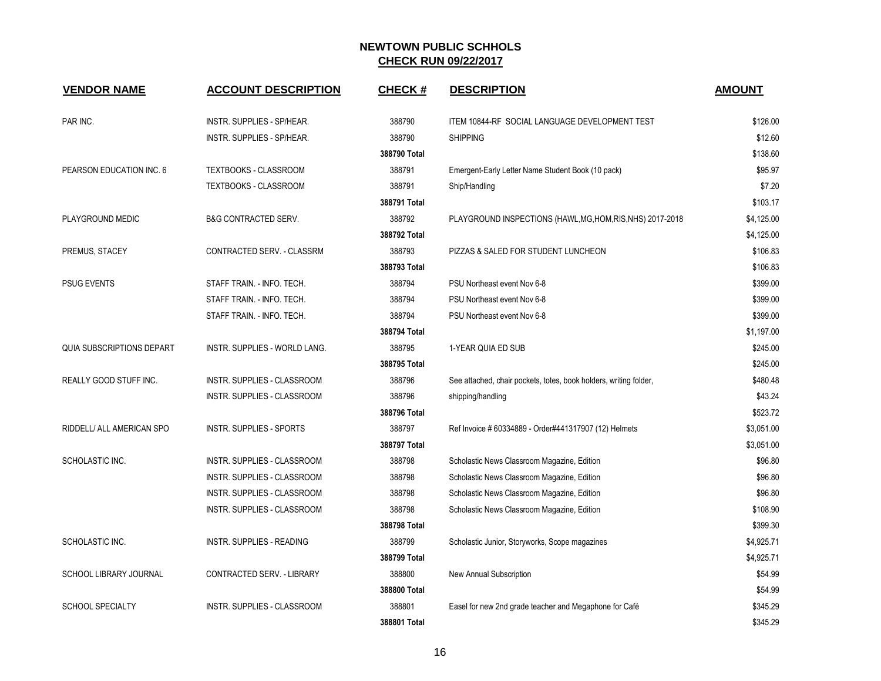## NEWTOWN PUBLIC SCHHOLS
## CHECK RUN 09/22/2017

| VENDOR NAME | ACCOUNT DESCRIPTION | CHECK # | DESCRIPTION | AMOUNT |
|---|---|---|---|---|
| PAR INC. | INSTR. SUPPLIES - SP/HEAR. | 388790 | ITEM 10844-RF SOCIAL LANGUAGE DEVELOPMENT TEST | $126.00 |
| | INSTR. SUPPLIES - SP/HEAR. | 388790 | SHIPPING | $12.60 |
| | | **388790 Total** | | $138.60 |
| PEARSON EDUCATION INC. 6 | TEXTBOOKS - CLASSROOM | 388791 | Emergent-Early Letter Name Student Book (10 pack) | $95.97 |
| | TEXTBOOKS - CLASSROOM | 388791 | Ship/Handling | $7.20 |
| | | **388791 Total** | | $103.17 |
| PLAYGROUND MEDIC | B&G CONTRACTED SERV. | 388792 | PLAYGROUND INSPECTIONS (HAWL,MG,HOM,RIS,NHS) 2017-2018 | $4,125.00 |
| | | **388792 Total** | | $4,125.00 |
| PREMUS, STACEY | CONTRACTED SERV. - CLASSRM | 388793 | PIZZAS & SALED FOR STUDENT LUNCHEON | $106.83 |
| | | **388793 Total** | | $106.83 |
| PSUG EVENTS | STAFF TRAIN. - INFO. TECH. | 388794 | PSU Northeast event Nov 6-8 | $399.00 |
| | STAFF TRAIN. - INFO. TECH. | 388794 | PSU Northeast event Nov 6-8 | $399.00 |
| | STAFF TRAIN. - INFO. TECH. | 388794 | PSU Northeast event Nov 6-8 | $399.00 |
| | | **388794 Total** | | $1,197.00 |
| QUIA SUBSCRIPTIONS DEPART | INSTR. SUPPLIES - WORLD LANG. | 388795 | 1-YEAR QUIA ED SUB | $245.00 |
| | | **388795 Total** | | $245.00 |
| REALLY GOOD STUFF INC. | INSTR. SUPPLIES - CLASSROOM | 388796 | See attached, chair pockets, totes, book holders, writing folder, | $480.48 |
| | INSTR. SUPPLIES - CLASSROOM | 388796 | shipping/handling | $43.24 |
| | | **388796 Total** | | $523.72 |
| RIDDELL/ ALL AMERICAN SPO | INSTR. SUPPLIES - SPORTS | 388797 | Ref Invoice # 60334889 - Order#441317907 (12) Helmets | $3,051.00 |
| | | **388797 Total** | | $3,051.00 |
| SCHOLASTIC INC. | INSTR. SUPPLIES - CLASSROOM | 388798 | Scholastic News Classroom Magazine, Edition | $96.80 |
| | INSTR. SUPPLIES - CLASSROOM | 388798 | Scholastic News Classroom Magazine, Edition | $96.80 |
| | INSTR. SUPPLIES - CLASSROOM | 388798 | Scholastic News Classroom Magazine, Edition | $96.80 |
| | INSTR. SUPPLIES - CLASSROOM | 388798 | Scholastic News Classroom Magazine, Edition | $108.90 |
| | | **388798 Total** | | $399.30 |
| SCHOLASTIC INC. | INSTR. SUPPLIES - READING | 388799 | Scholastic Junior, Storyworks, Scope magazines | $4,925.71 |
| | | **388799 Total** | | $4,925.71 |
| SCHOOL LIBRARY JOURNAL | CONTRACTED SERV. - LIBRARY | 388800 | New Annual Subscription | $54.99 |
| | | **388800 Total** | | $54.99 |
| SCHOOL SPECIALTY | INSTR. SUPPLIES - CLASSROOM | 388801 | Easel for new 2nd grade teacher and Megaphone for Café | $345.29 |
| | | **388801 Total** | | $345.29 |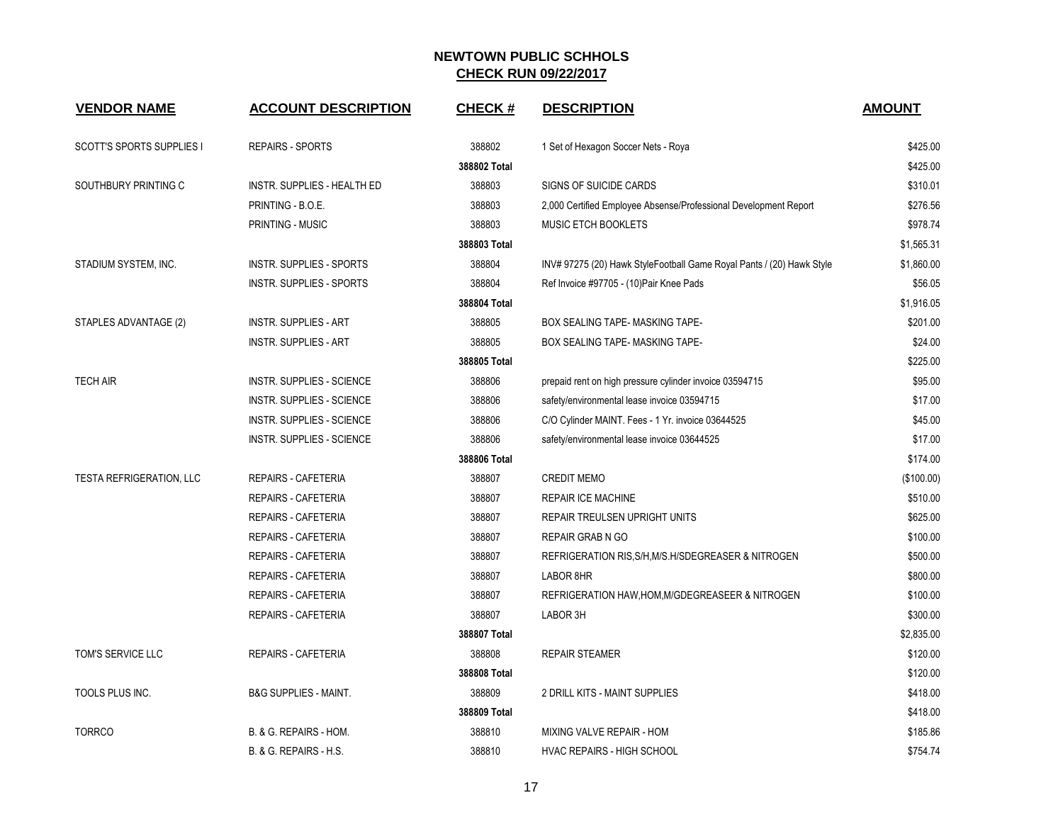# NEWTOWN PUBLIC SCHHOLS

## CHECK RUN 09/22/2017

| VENDOR NAME | ACCOUNT DESCRIPTION | CHECK # | DESCRIPTION | AMOUNT |
|---|---|---|---|---|
| SCOTT'S SPORTS SUPPLIES I | REPAIRS - SPORTS | 388802 | 1 Set of Hexagon Soccer Nets - Roya | $425.00 |
| | | 388802 Total | | $425.00 |
| SOUTHBURY PRINTING C | INSTR. SUPPLIES - HEALTH ED | 388803 | SIGNS OF SUICIDE CARDS | $310.01 |
| | PRINTING - B.O.E. | 388803 | 2,000 Certified Employee Absense/Professional Development Report | $276.56 |
| | PRINTING - MUSIC | 388803 | MUSIC ETCH BOOKLETS | $978.74 |
| | | 388803 Total | | $1,565.31 |
| STADIUM SYSTEM, INC. | INSTR. SUPPLIES - SPORTS | 388804 | INV# 97275 (20) Hawk StyleFootball Game Royal Pants / (20) Hawk Style | $1,860.00 |
| | INSTR. SUPPLIES - SPORTS | 388804 | Ref Invoice #97705 - (10)Pair Knee Pads | $56.05 |
| | | 388804 Total | | $1,916.05 |
| STAPLES ADVANTAGE (2) | INSTR. SUPPLIES - ART | 388805 | BOX SEALING TAPE- MASKING TAPE- | $201.00 |
| | INSTR. SUPPLIES - ART | 388805 | BOX SEALING TAPE- MASKING TAPE- | $24.00 |
| | | 388805 Total | | $225.00 |
| TECH AIR | INSTR. SUPPLIES - SCIENCE | 388806 | prepaid rent on high pressure cylinder invoice 03594715 | $95.00 |
| | INSTR. SUPPLIES - SCIENCE | 388806 | safety/environmental lease invoice 03594715 | $17.00 |
| | INSTR. SUPPLIES - SCIENCE | 388806 | C/O Cylinder MAINT. Fees - 1 Yr. invoice 03644525 | $45.00 |
| | INSTR. SUPPLIES - SCIENCE | 388806 | safety/environmental lease invoice 03644525 | $17.00 |
| | | 388806 Total | | $174.00 |
| TESTA REFRIGERATION, LLC | REPAIRS - CAFETERIA | 388807 | CREDIT MEMO | ($100.00) |
| | REPAIRS - CAFETERIA | 388807 | REPAIR ICE MACHINE | $510.00 |
| | REPAIRS - CAFETERIA | 388807 | REPAIR TREULSEN UPRIGHT UNITS | $625.00 |
| | REPAIRS - CAFETERIA | 388807 | REPAIR GRAB N GO | $100.00 |
| | REPAIRS - CAFETERIA | 388807 | REFRIGERATION RIS,S/H,M/S.H/SDEGREASER & NITROGEN | $500.00 |
| | REPAIRS - CAFETERIA | 388807 | LABOR 8HR | $800.00 |
| | REPAIRS - CAFETERIA | 388807 | REFRIGERATION HAW,HOM,M/GDEGREASEER & NITROGEN | $100.00 |
| | REPAIRS - CAFETERIA | 388807 | LABOR 3H | $300.00 |
| | | 388807 Total | | $2,835.00 |
| TOM'S SERVICE LLC | REPAIRS - CAFETERIA | 388808 | REPAIR STEAMER | $120.00 |
| | | 388808 Total | | $120.00 |
| TOOLS PLUS INC. | B&G SUPPLIES - MAINT. | 388809 | 2 DRILL KITS - MAINT SUPPLIES | $418.00 |
| | | 388809 Total | | $418.00 |
| TORRCO | B. & G. REPAIRS - HOM. | 388810 | MIXING VALVE REPAIR - HOM | $185.86 |
| | B. & G. REPAIRS - H.S. | 388810 | HVAC REPAIRS - HIGH SCHOOL | $754.74 |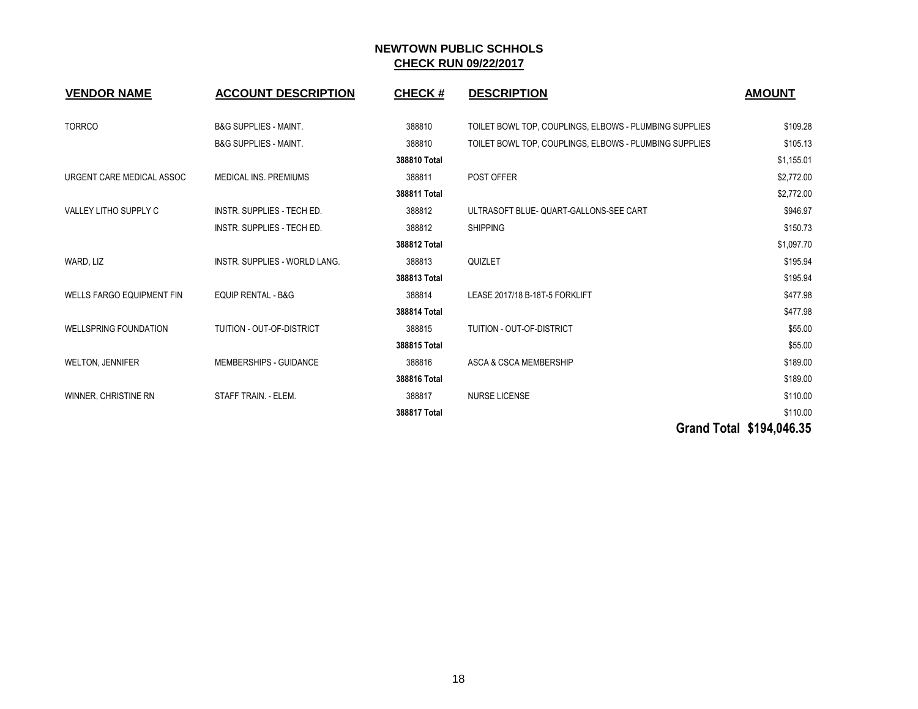# NEWTOWN PUBLIC SCHHOLS

## CHECK RUN 09/22/2017

| VENDOR NAME | ACCOUNT DESCRIPTION | CHECK # | DESCRIPTION | AMOUNT |
|---|---|---|---|---|
| TORRCO | B&G SUPPLIES - MAINT. | 388810 | TOILET BOWL TOP, COUPLINGS, ELBOWS - PLUMBING SUPPLIES | $109.28 |
| | B&G SUPPLIES - MAINT. | 388810 | TOILET BOWL TOP, COUPLINGS, ELBOWS - PLUMBING SUPPLIES | $105.13 |
| | | **388810 Total** | | $1,155.01 |
| URGENT CARE MEDICAL ASSOC | MEDICAL INS. PREMIUMS | 388811 | POST OFFER | $2,772.00 |
| | | **388811 Total** | | $2,772.00 |
| VALLEY LITHO SUPPLY C | INSTR. SUPPLIES - TECH ED. | 388812 | ULTRASOFT BLUE- QUART-GALLONS-SEE CART | $946.97 |
| | INSTR. SUPPLIES - TECH ED. | 388812 | SHIPPING | $150.73 |
| | | **388812 Total** | | $1,097.70 |
| WARD, LIZ | INSTR. SUPPLIES - WORLD LANG. | 388813 | QUIZLET | $195.94 |
| | | **388813 Total** | | $195.94 |
| WELLS FARGO EQUIPMENT FIN | EQUIP RENTAL - B&G | 388814 | LEASE 2017/18 B-18T-5 FORKLIFT | $477.98 |
| | | **388814 Total** | | $477.98 |
| WELLSPRING FOUNDATION | TUITION - OUT-OF-DISTRICT | 388815 | TUITION - OUT-OF-DISTRICT | $55.00 |
| | | **388815 Total** | | $55.00 |
| WELTON, JENNIFER | MEMBERSHIPS - GUIDANCE | 388816 | ASCA & CSCA MEMBERSHIP | $189.00 |
| | | **388816 Total** | | $189.00 |
| WINNER, CHRISTINE RN | STAFF TRAIN. - ELEM. | 388817 | NURSE LICENSE | $110.00 |
| | | **388817 Total** | | $110.00 |
| | | | **Grand Total** | **$194,046.35** |